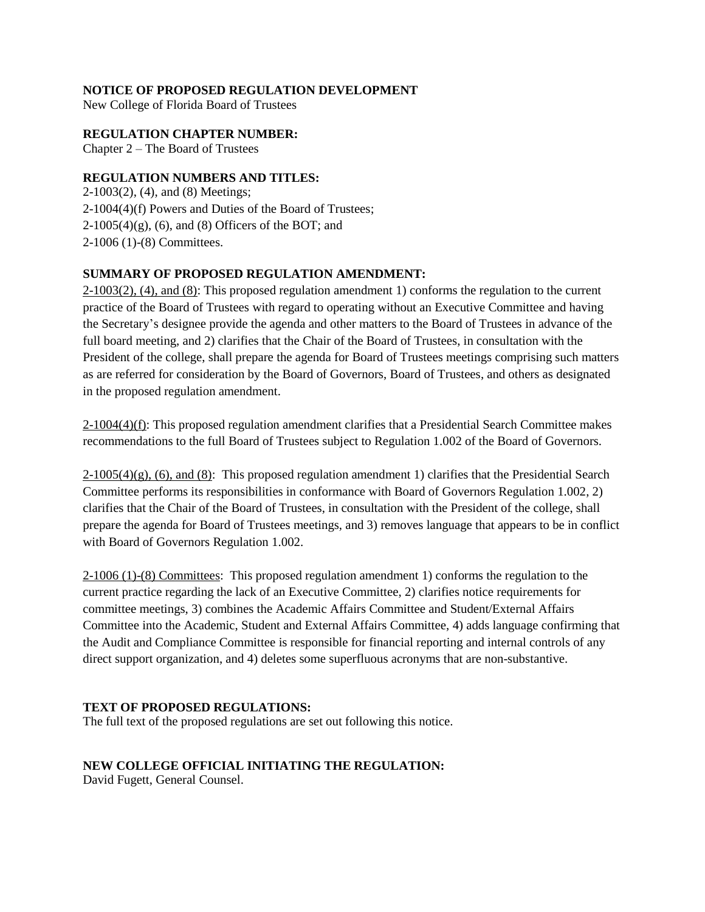**NOTICE OF PROPOSED REGULATION DEVELOPMENT**
New College of Florida Board of Trustees

**REGULATION CHAPTER NUMBER:**
Chapter 2 – The Board of Trustees

**REGULATION NUMBERS AND TITLES:**
2-1003(2), (4), and (8) Meetings;
2-1004(4)(f) Powers and Duties of the Board of Trustees;
2-1005(4)(g), (6), and (8) Officers of the BOT; and
2-1006 (1)-(8) Committees.

**SUMMARY OF PROPOSED REGULATION AMENDMENT:**

<u>2-1003(2), (4), and (8)</u>: This proposed regulation amendment 1) conforms the regulation to the current practice of the Board of Trustees with regard to operating without an Executive Committee and having the Secretary's designee provide the agenda and other matters to the Board of Trustees in advance of the full board meeting, and 2) clarifies that the Chair of the Board of Trustees, in consultation with the President of the college, shall prepare the agenda for Board of Trustees meetings comprising such matters as are referred for consideration by the Board of Governors, Board of Trustees, and others as designated in the proposed regulation amendment.

<u>2-1004(4)(f)</u>: This proposed regulation amendment clarifies that a Presidential Search Committee makes recommendations to the full Board of Trustees subject to Regulation 1.002 of the Board of Governors.

<u>2-1005(4)(g), (6), and (8)</u>: This proposed regulation amendment 1) clarifies that the Presidential Search Committee performs its responsibilities in conformance with Board of Governors Regulation 1.002, 2) clarifies that the Chair of the Board of Trustees, in consultation with the President of the college, shall prepare the agenda for Board of Trustees meetings, and 3) removes language that appears to be in conflict with Board of Governors Regulation 1.002.

<u>2-1006 (1)-(8) Committees</u>: This proposed regulation amendment 1) conforms the regulation to the current practice regarding the lack of an Executive Committee, 2) clarifies notice requirements for committee meetings, 3) combines the Academic Affairs Committee and Student/External Affairs Committee into the Academic, Student and External Affairs Committee, 4) adds language confirming that the Audit and Compliance Committee is responsible for financial reporting and internal controls of any direct support organization, and 4) deletes some superfluous acronyms that are non-substantive.

**TEXT OF PROPOSED REGULATIONS:**
The full text of the proposed regulations are set out following this notice.

**NEW COLLEGE OFFICIAL INITIATING THE REGULATION:**
David Fugett, General Counsel.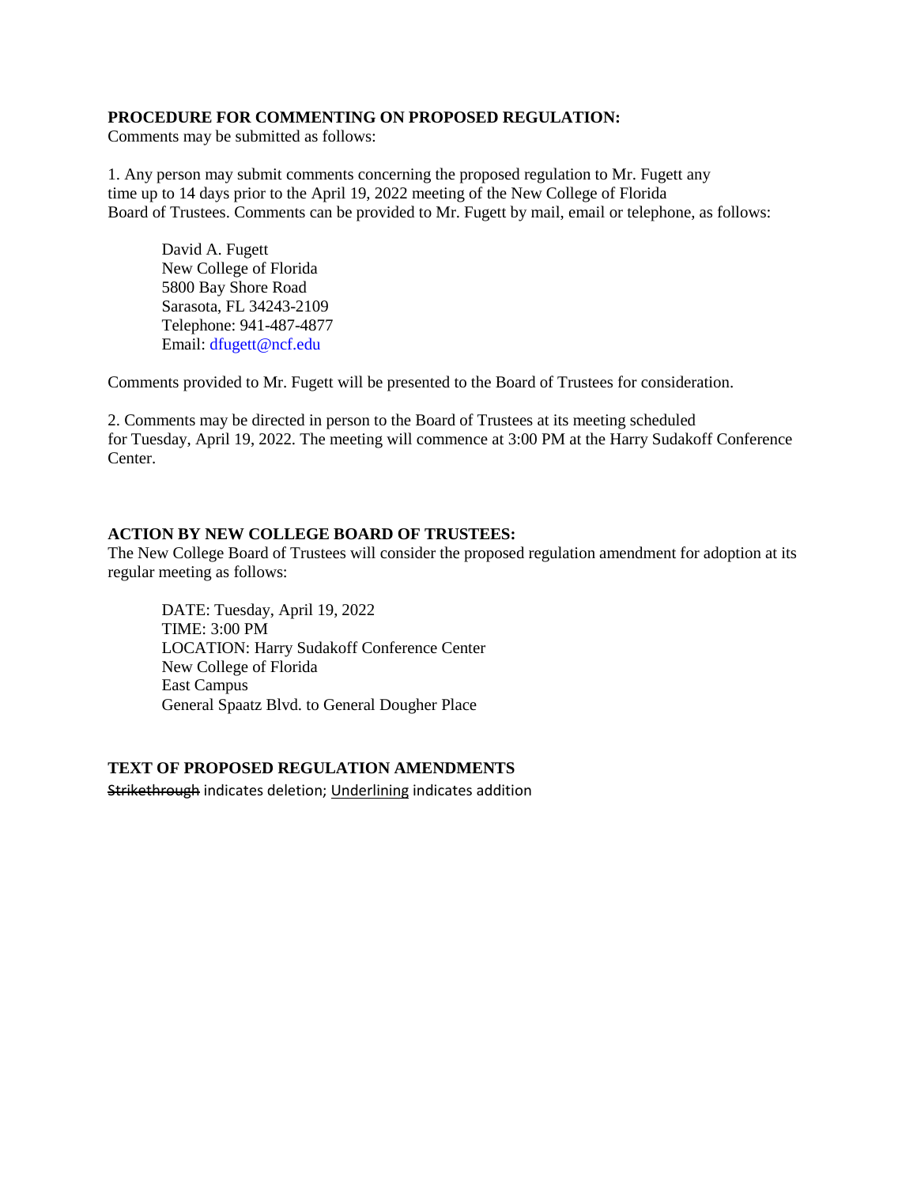**PROCEDURE FOR COMMENTING ON PROPOSED REGULATION:**
Comments may be submitted as follows:

1. Any person may submit comments concerning the proposed regulation to Mr. Fugett any time up to 14 days prior to the April 19, 2022 meeting of the New College of Florida Board of Trustees. Comments can be provided to Mr. Fugett by mail, email or telephone, as follows:

David A. Fugett
New College of Florida
5800 Bay Shore Road
Sarasota, FL 34243-2109
Telephone: 941-487-4877
Email: dfugett@ncf.edu

Comments provided to Mr. Fugett will be presented to the Board of Trustees for consideration.

2. Comments may be directed in person to the Board of Trustees at its meeting scheduled for Tuesday, April 19, 2022. The meeting will commence at 3:00 PM at the Harry Sudakoff Conference Center.

**ACTION BY NEW COLLEGE BOARD OF TRUSTEES:**
The New College Board of Trustees will consider the proposed regulation amendment for adoption at its regular meeting as follows:

DATE: Tuesday, April 19, 2022
TIME: 3:00 PM
LOCATION: Harry Sudakoff Conference Center
New College of Florida
East Campus
General Spaatz Blvd. to General Dougher Place

**TEXT OF PROPOSED REGULATION AMENDMENTS**
~~Strikethrough~~ indicates deletion; <u>Underlining</u> indicates addition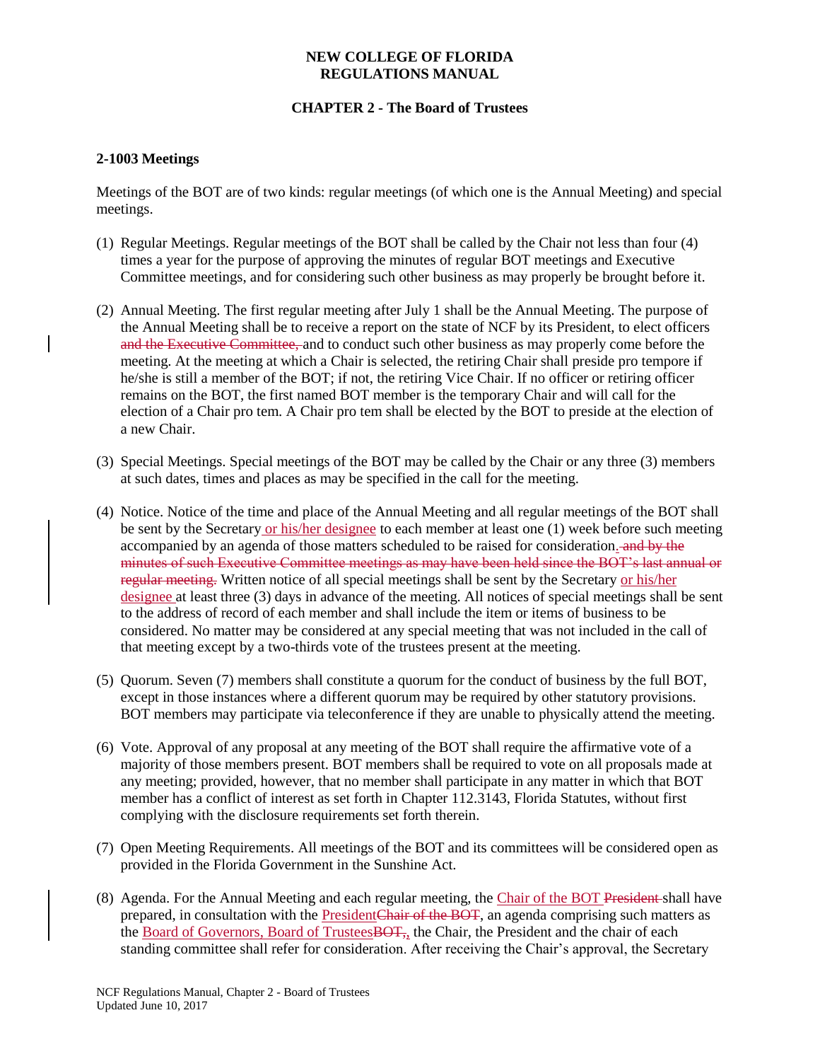## 2-1003 Meetings

Meetings of the BOT are of two kinds: regular meetings (of which one is the Annual Meeting) and special meetings.

(1) Regular Meetings. Regular meetings of the BOT shall be called by the Chair not less than four (4) times a year for the purpose of approving the minutes of regular BOT meetings and Executive Committee meetings, and for considering such other business as may properly be brought before it.

(2) Annual Meeting. The first regular meeting after July 1 shall be the Annual Meeting. The purpose of the Annual Meeting shall be to receive a report on the state of NCF by its President, to elect officers ~~and the Executive Committee,~~ and to conduct such other business as may properly come before the meeting. At the meeting at which a Chair is selected, the retiring Chair shall preside pro tempore if he/she is still a member of the BOT; if not, the retiring Vice Chair. If no officer or retiring officer remains on the BOT, the first named BOT member is the temporary Chair and will call for the election of a Chair pro tem. A Chair pro tem shall be elected by the BOT to preside at the election of a new Chair.

(3) Special Meetings. Special meetings of the BOT may be called by the Chair or any three (3) members at such dates, times and places as may be specified in the call for the meeting.

(4) Notice. Notice of the time and place of the Annual Meeting and all regular meetings of the BOT shall be sent by the Secretary <u>or his/her designee</u> to each member at least one (1) week before such meeting accompanied by an agenda of those matters scheduled to be raised for consideration<u>.</u> ~~and by the minutes of such Executive Committee meetings as may have been held since the BOT's last annual or regular meeting.~~ Written notice of all special meetings shall be sent by the Secretary <u>or his/her designee</u> at least three (3) days in advance of the meeting. All notices of special meetings shall be sent to the address of record of each member and shall include the item or items of business to be considered. No matter may be considered at any special meeting that was not included in the call of that meeting except by a two-thirds vote of the trustees present at the meeting.

(5) Quorum. Seven (7) members shall constitute a quorum for the conduct of business by the full BOT, except in those instances where a different quorum may be required by other statutory provisions. BOT members may participate via teleconference if they are unable to physically attend the meeting.

(6) Vote. Approval of any proposal at any meeting of the BOT shall require the affirmative vote of a majority of those members present. BOT members shall be required to vote on all proposals made at any meeting; provided, however, that no member shall participate in any matter in which that BOT member has a conflict of interest as set forth in Chapter 112.3143, Florida Statutes, without first complying with the disclosure requirements set forth therein.

(7) Open Meeting Requirements. All meetings of the BOT and its committees will be considered open as provided in the Florida Government in the Sunshine Act.

(8) Agenda. For the Annual Meeting and each regular meeting, the <u>Chair of the BOT</u> ~~President~~ shall have prepared, in consultation with the <u>President</u>~~Chair of the BOT~~, an agenda comprising such matters as the <u>Board of Governors, Board of Trustees</u>~~BOT,~~<u>,</u> the Chair, the President and the chair of each standing committee shall refer for consideration. After receiving the Chair's approval, the Secretary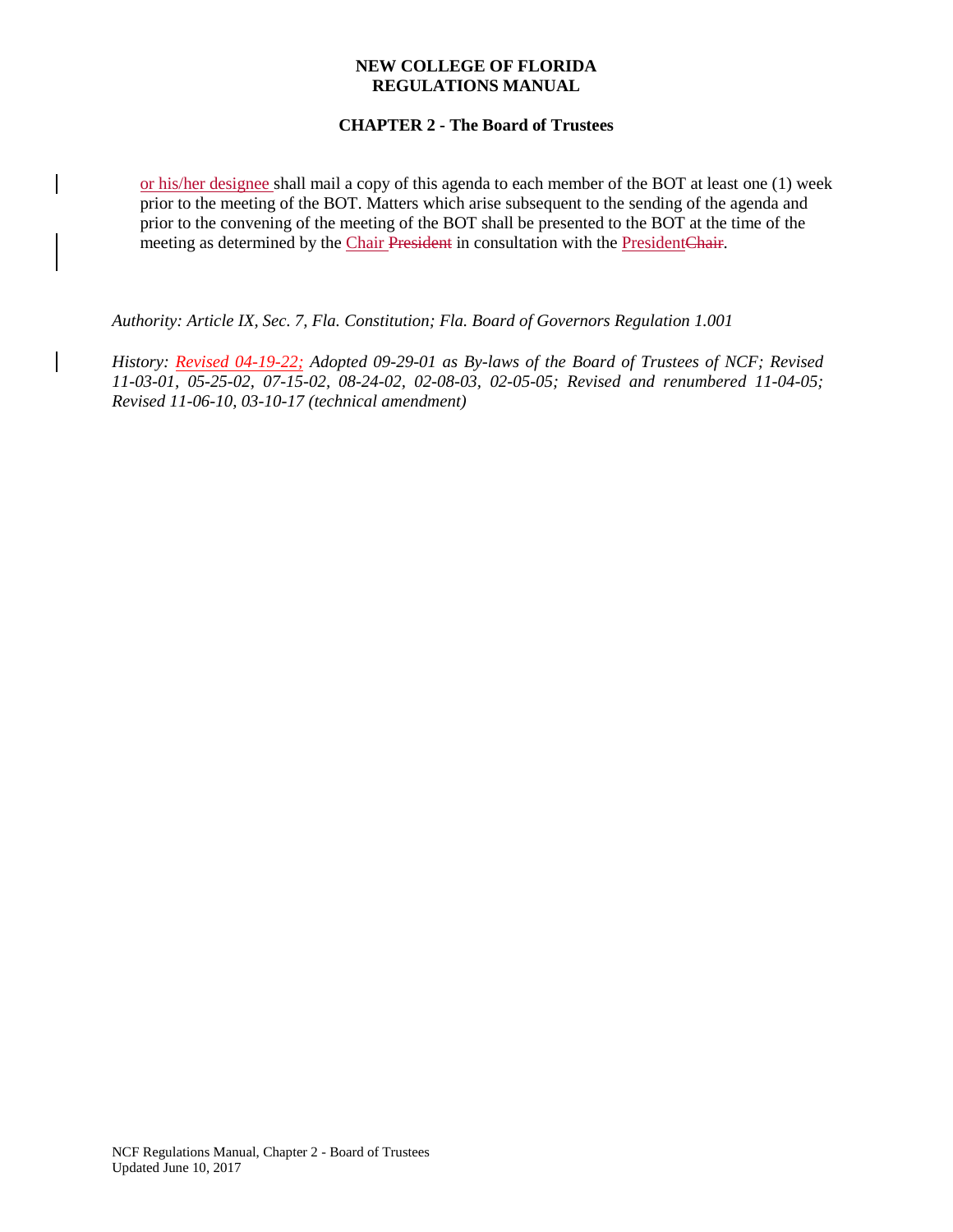or his/her designee shall mail a copy of this agenda to each member of the BOT at least one (1) week prior to the meeting of the BOT. Matters which arise subsequent to the sending of the agenda and prior to the convening of the meeting of the BOT shall be presented to the BOT at the time of the meeting as determined by the Chair ~~President~~ in consultation with the President~~Chair~~.

*Authority: Article IX, Sec. 7, Fla. Constitution; Fla. Board of Governors Regulation 1.001*

*History: Revised 04-19-22; Adopted 09-29-01 as By-laws of the Board of Trustees of NCF; Revised 11-03-01, 05-25-02, 07-15-02, 08-24-02, 02-08-03, 02-05-05; Revised and renumbered 11-04-05; Revised 11-06-10, 03-10-17 (technical amendment)*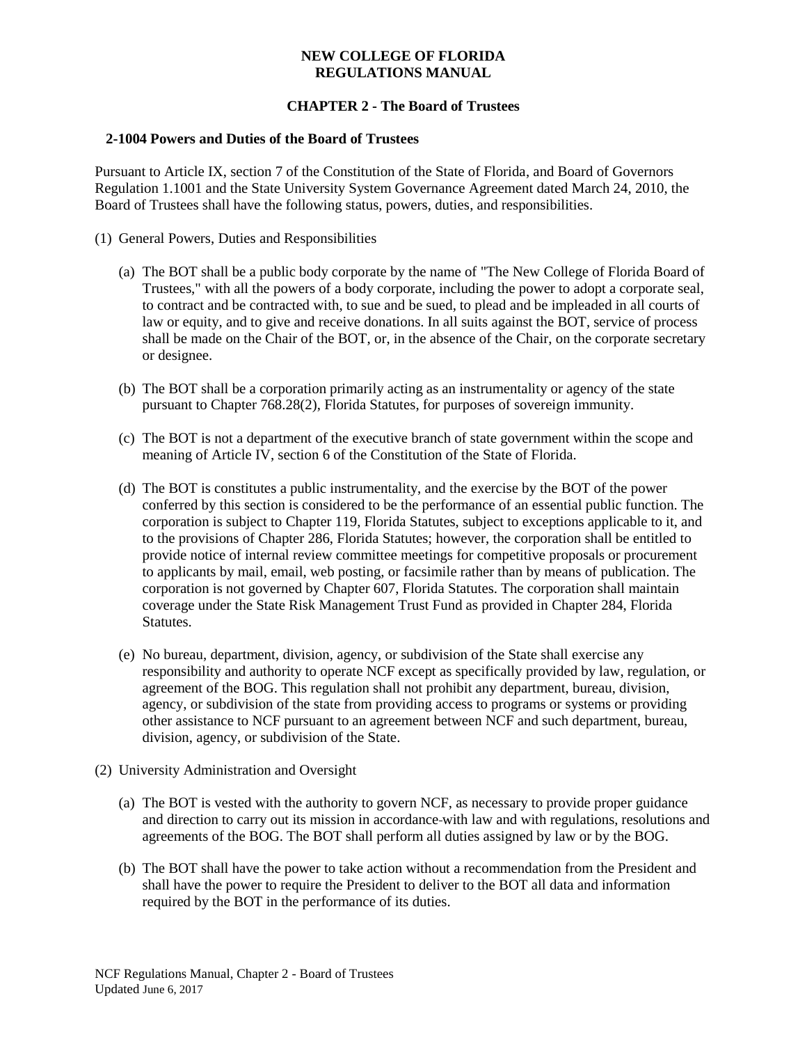# NEW COLLEGE OF FLORIDA
# REGULATIONS MANUAL

## CHAPTER 2 - The Board of Trustees

### 2-1004 Powers and Duties of the Board of Trustees

Pursuant to Article IX, section 7 of the Constitution of the State of Florida, and Board of Governors Regulation 1.1001 and the State University System Governance Agreement dated March 24, 2010, the Board of Trustees shall have the following status, powers, duties, and responsibilities.

(1) General Powers, Duties and Responsibilities

(a) The BOT shall be a public body corporate by the name of "The New College of Florida Board of Trustees," with all the powers of a body corporate, including the power to adopt a corporate seal, to contract and be contracted with, to sue and be sued, to plead and be impleaded in all courts of law or equity, and to give and receive donations. In all suits against the BOT, service of process shall be made on the Chair of the BOT, or, in the absence of the Chair, on the corporate secretary or designee.

(b) The BOT shall be a corporation primarily acting as an instrumentality or agency of the state pursuant to Chapter 768.28(2), Florida Statutes, for purposes of sovereign immunity.

(c) The BOT is not a department of the executive branch of state government within the scope and meaning of Article IV, section 6 of the Constitution of the State of Florida.

(d) The BOT is constitutes a public instrumentality, and the exercise by the BOT of the power conferred by this section is considered to be the performance of an essential public function. The corporation is subject to Chapter 119, Florida Statutes, subject to exceptions applicable to it, and to the provisions of Chapter 286, Florida Statutes; however, the corporation shall be entitled to provide notice of internal review committee meetings for competitive proposals or procurement to applicants by mail, email, web posting, or facsimile rather than by means of publication. The corporation is not governed by Chapter 607, Florida Statutes. The corporation shall maintain coverage under the State Risk Management Trust Fund as provided in Chapter 284, Florida Statutes.

(e) No bureau, department, division, agency, or subdivision of the State shall exercise any responsibility and authority to operate NCF except as specifically provided by law, regulation, or agreement of the BOG. This regulation shall not prohibit any department, bureau, division, agency, or subdivision of the state from providing access to programs or systems or providing other assistance to NCF pursuant to an agreement between NCF and such department, bureau, division, agency, or subdivision of the State.

(2) University Administration and Oversight

(a) The BOT is vested with the authority to govern NCF, as necessary to provide proper guidance and direction to carry out its mission in accordance with law and with regulations, resolutions and agreements of the BOG. The BOT shall perform all duties assigned by law or by the BOG.

(b) The BOT shall have the power to take action without a recommendation from the President and shall have the power to require the President to deliver to the BOT all data and information required by the BOT in the performance of its duties.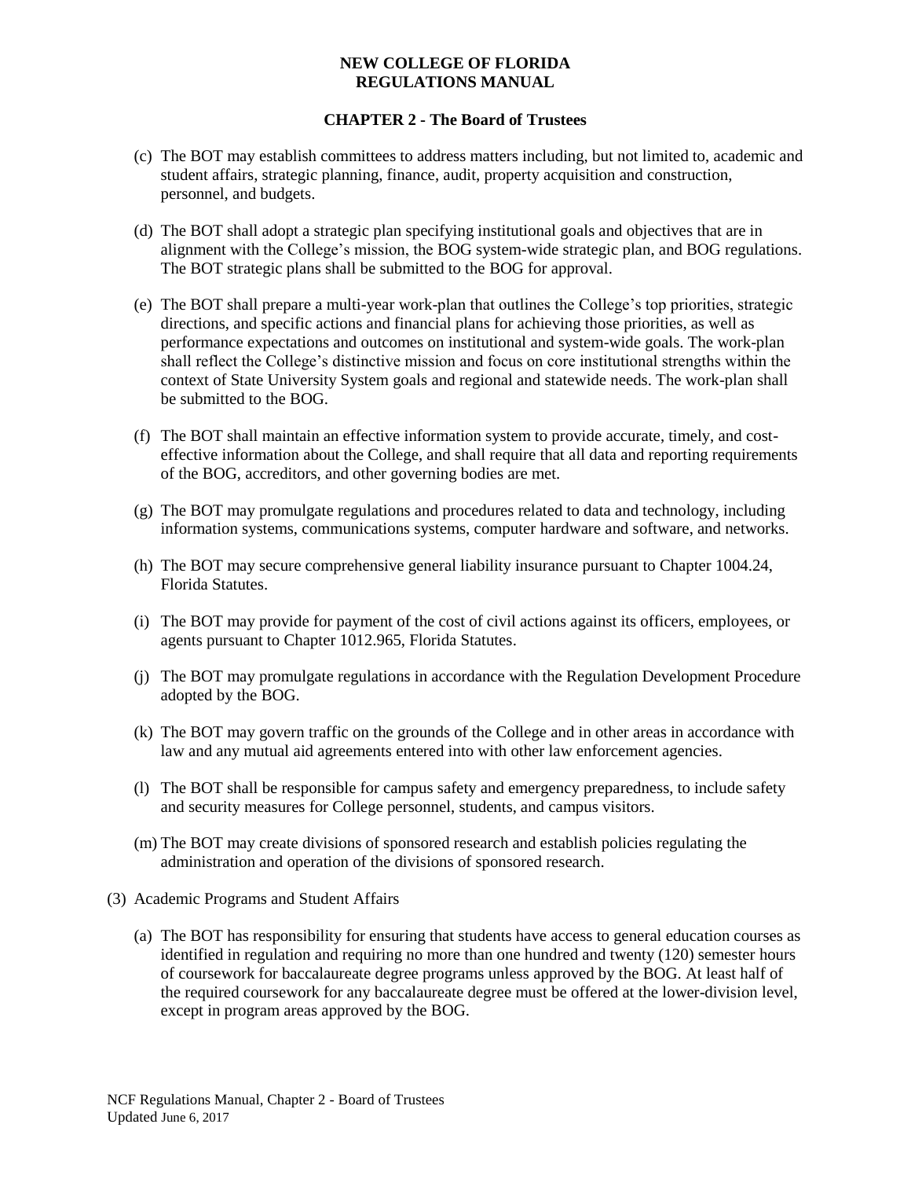(c) The BOT may establish committees to address matters including, but not limited to, academic and student affairs, strategic planning, finance, audit, property acquisition and construction, personnel, and budgets.

(d) The BOT shall adopt a strategic plan specifying institutional goals and objectives that are in alignment with the College's mission, the BOG system-wide strategic plan, and BOG regulations. The BOT strategic plans shall be submitted to the BOG for approval.

(e) The BOT shall prepare a multi-year work-plan that outlines the College's top priorities, strategic directions, and specific actions and financial plans for achieving those priorities, as well as performance expectations and outcomes on institutional and system-wide goals. The work-plan shall reflect the College's distinctive mission and focus on core institutional strengths within the context of State University System goals and regional and statewide needs. The work-plan shall be submitted to the BOG.

(f) The BOT shall maintain an effective information system to provide accurate, timely, and cost-effective information about the College, and shall require that all data and reporting requirements of the BOG, accreditors, and other governing bodies are met.

(g) The BOT may promulgate regulations and procedures related to data and technology, including information systems, communications systems, computer hardware and software, and networks.

(h) The BOT may secure comprehensive general liability insurance pursuant to Chapter 1004.24, Florida Statutes.

(i) The BOT may provide for payment of the cost of civil actions against its officers, employees, or agents pursuant to Chapter 1012.965, Florida Statutes.

(j) The BOT may promulgate regulations in accordance with the Regulation Development Procedure adopted by the BOG.

(k) The BOT may govern traffic on the grounds of the College and in other areas in accordance with law and any mutual aid agreements entered into with other law enforcement agencies.

(l) The BOT shall be responsible for campus safety and emergency preparedness, to include safety and security measures for College personnel, students, and campus visitors.

(m) The BOT may create divisions of sponsored research and establish policies regulating the administration and operation of the divisions of sponsored research.

(3) Academic Programs and Student Affairs

(a) The BOT has responsibility for ensuring that students have access to general education courses as identified in regulation and requiring no more than one hundred and twenty (120) semester hours of coursework for baccalaureate degree programs unless approved by the BOG. At least half of the required coursework for any baccalaureate degree must be offered at the lower-division level, except in program areas approved by the BOG.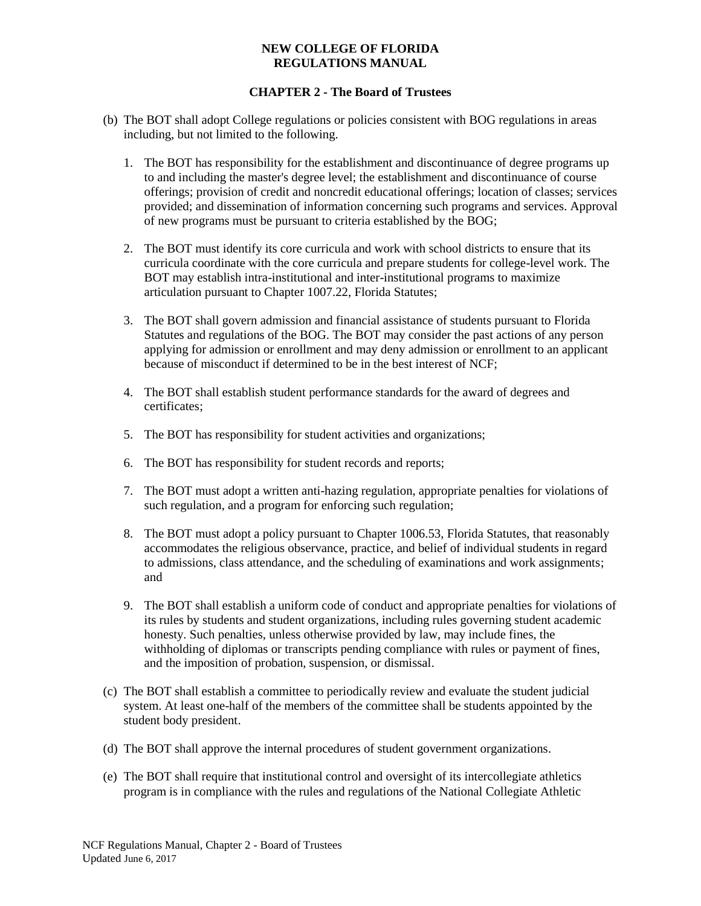(b) The BOT shall adopt College regulations or policies consistent with BOG regulations in areas including, but not limited to the following.

1. The BOT has responsibility for the establishment and discontinuance of degree programs up to and including the master's degree level; the establishment and discontinuance of course offerings; provision of credit and noncredit educational offerings; location of classes; services provided; and dissemination of information concerning such programs and services. Approval of new programs must be pursuant to criteria established by the BOG;

2. The BOT must identify its core curricula and work with school districts to ensure that its curricula coordinate with the core curricula and prepare students for college-level work. The BOT may establish intra-institutional and inter-institutional programs to maximize articulation pursuant to Chapter 1007.22, Florida Statutes;

3. The BOT shall govern admission and financial assistance of students pursuant to Florida Statutes and regulations of the BOG. The BOT may consider the past actions of any person applying for admission or enrollment and may deny admission or enrollment to an applicant because of misconduct if determined to be in the best interest of NCF;

4. The BOT shall establish student performance standards for the award of degrees and certificates;

5. The BOT has responsibility for student activities and organizations;

6. The BOT has responsibility for student records and reports;

7. The BOT must adopt a written anti-hazing regulation, appropriate penalties for violations of such regulation, and a program for enforcing such regulation;

8. The BOT must adopt a policy pursuant to Chapter 1006.53, Florida Statutes, that reasonably accommodates the religious observance, practice, and belief of individual students in regard to admissions, class attendance, and the scheduling of examinations and work assignments; and

9. The BOT shall establish a uniform code of conduct and appropriate penalties for violations of its rules by students and student organizations, including rules governing student academic honesty. Such penalties, unless otherwise provided by law, may include fines, the withholding of diplomas or transcripts pending compliance with rules or payment of fines, and the imposition of probation, suspension, or dismissal.

(c) The BOT shall establish a committee to periodically review and evaluate the student judicial system. At least one-half of the members of the committee shall be students appointed by the student body president.

(d) The BOT shall approve the internal procedures of student government organizations.

(e) The BOT shall require that institutional control and oversight of its intercollegiate athletics program is in compliance with the rules and regulations of the National Collegiate Athletic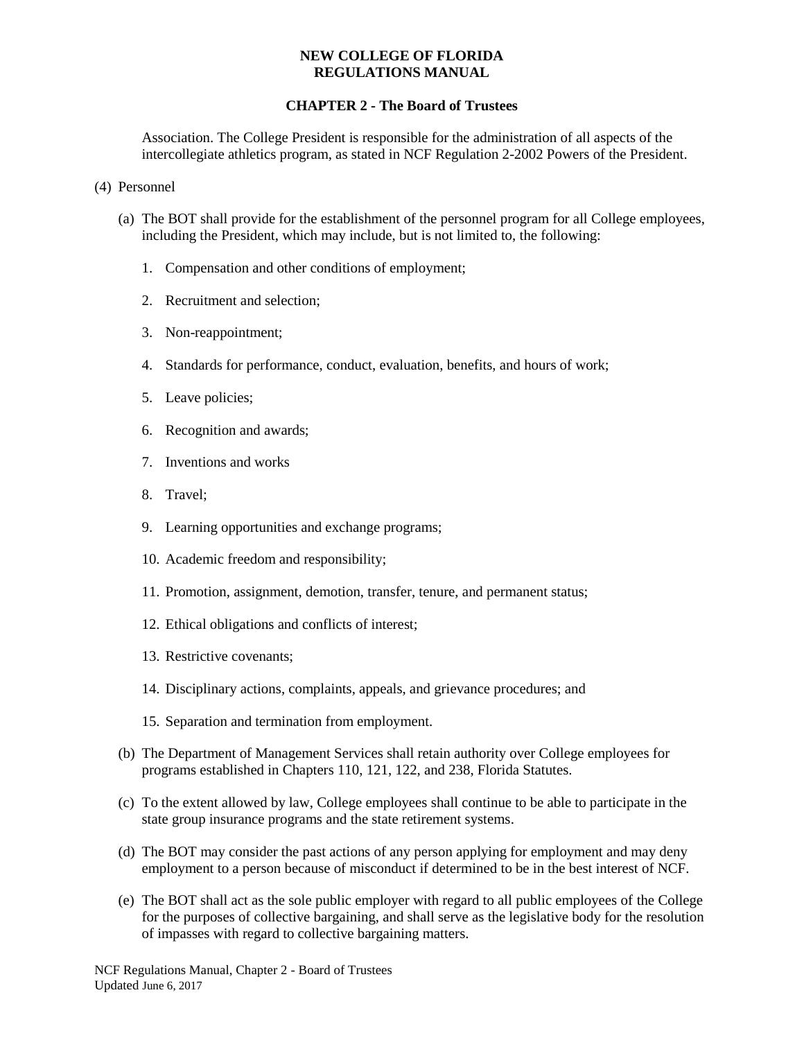Association. The College President is responsible for the administration of all aspects of the intercollegiate athletics program, as stated in NCF Regulation 2-2002 Powers of the President.

(4) Personnel

(a) The BOT shall provide for the establishment of the personnel program for all College employees, including the President, which may include, but is not limited to, the following:

1. Compensation and other conditions of employment;
2. Recruitment and selection;
3. Non-reappointment;
4. Standards for performance, conduct, evaluation, benefits, and hours of work;
5. Leave policies;
6. Recognition and awards;
7. Inventions and works
8. Travel;
9. Learning opportunities and exchange programs;
10. Academic freedom and responsibility;
11. Promotion, assignment, demotion, transfer, tenure, and permanent status;
12. Ethical obligations and conflicts of interest;
13. Restrictive covenants;
14. Disciplinary actions, complaints, appeals, and grievance procedures; and
15. Separation and termination from employment.

(b) The Department of Management Services shall retain authority over College employees for programs established in Chapters 110, 121, 122, and 238, Florida Statutes.

(c) To the extent allowed by law, College employees shall continue to be able to participate in the state group insurance programs and the state retirement systems.

(d) The BOT may consider the past actions of any person applying for employment and may deny employment to a person because of misconduct if determined to be in the best interest of NCF.

(e) The BOT shall act as the sole public employer with regard to all public employees of the College for the purposes of collective bargaining, and shall serve as the legislative body for the resolution of impasses with regard to collective bargaining matters.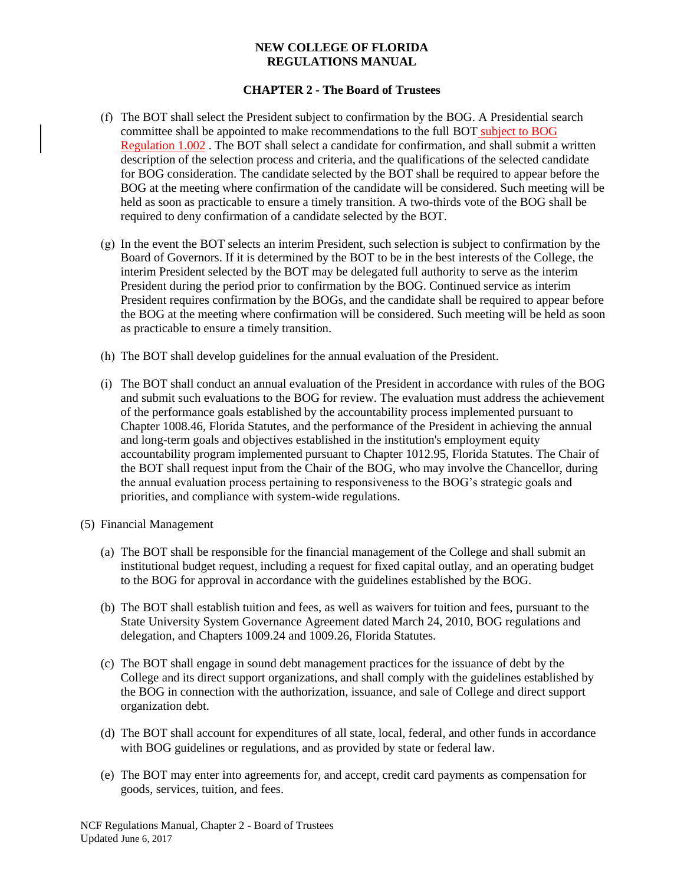(f) The BOT shall select the President subject to confirmation by the BOG. A Presidential search committee shall be appointed to make recommendations to the full BOT subject to BOG Regulation 1.002 . The BOT shall select a candidate for confirmation, and shall submit a written description of the selection process and criteria, and the qualifications of the selected candidate for BOG consideration. The candidate selected by the BOT shall be required to appear before the BOG at the meeting where confirmation of the candidate will be considered. Such meeting will be held as soon as practicable to ensure a timely transition. A two-thirds vote of the BOG shall be required to deny confirmation of a candidate selected by the BOT.

(g) In the event the BOT selects an interim President, such selection is subject to confirmation by the Board of Governors. If it is determined by the BOT to be in the best interests of the College, the interim President selected by the BOT may be delegated full authority to serve as the interim President during the period prior to confirmation by the BOG. Continued service as interim President requires confirmation by the BOGs, and the candidate shall be required to appear before the BOG at the meeting where confirmation will be considered. Such meeting will be held as soon as practicable to ensure a timely transition.

(h) The BOT shall develop guidelines for the annual evaluation of the President.

(i) The BOT shall conduct an annual evaluation of the President in accordance with rules of the BOG and submit such evaluations to the BOG for review. The evaluation must address the achievement of the performance goals established by the accountability process implemented pursuant to Chapter 1008.46, Florida Statutes, and the performance of the President in achieving the annual and long-term goals and objectives established in the institution's employment equity accountability program implemented pursuant to Chapter 1012.95, Florida Statutes. The Chair of the BOT shall request input from the Chair of the BOG, who may involve the Chancellor, during the annual evaluation process pertaining to responsiveness to the BOG's strategic goals and priorities, and compliance with system-wide regulations.

(5) Financial Management

(a) The BOT shall be responsible for the financial management of the College and shall submit an institutional budget request, including a request for fixed capital outlay, and an operating budget to the BOG for approval in accordance with the guidelines established by the BOG.

(b) The BOT shall establish tuition and fees, as well as waivers for tuition and fees, pursuant to the State University System Governance Agreement dated March 24, 2010, BOG regulations and delegation, and Chapters 1009.24 and 1009.26, Florida Statutes.

(c) The BOT shall engage in sound debt management practices for the issuance of debt by the College and its direct support organizations, and shall comply with the guidelines established by the BOG in connection with the authorization, issuance, and sale of College and direct support organization debt.

(d) The BOT shall account for expenditures of all state, local, federal, and other funds in accordance with BOG guidelines or regulations, and as provided by state or federal law.

(e) The BOT may enter into agreements for, and accept, credit card payments as compensation for goods, services, tuition, and fees.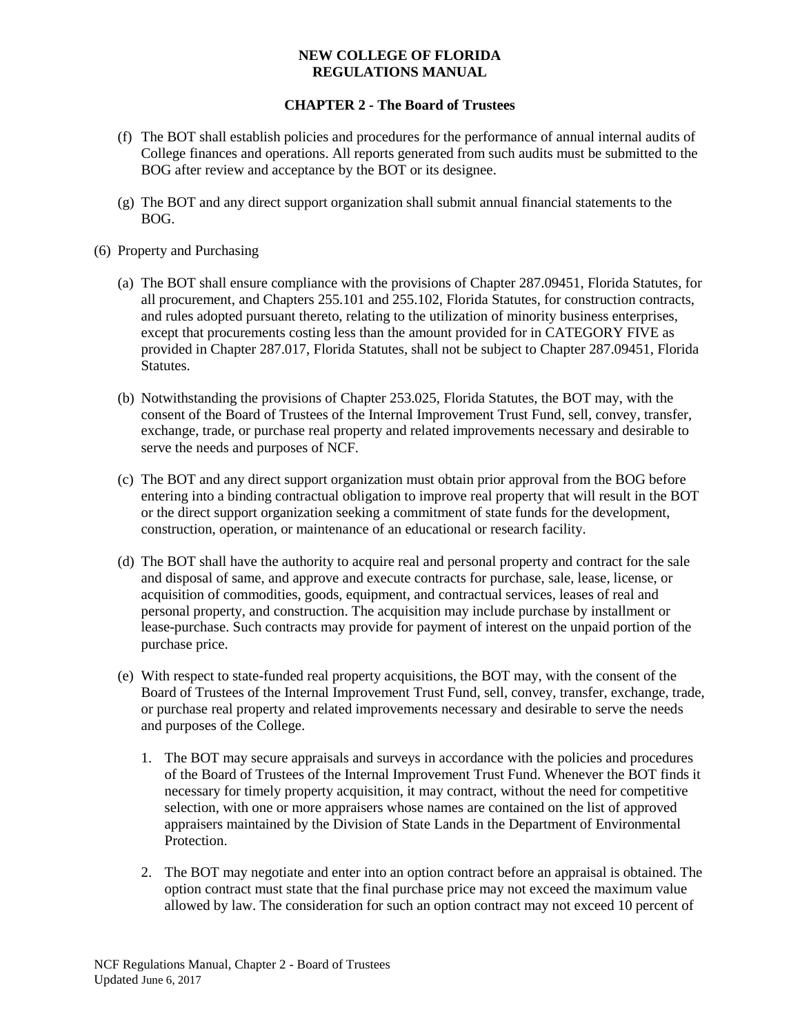(f) The BOT shall establish policies and procedures for the performance of annual internal audits of College finances and operations. All reports generated from such audits must be submitted to the BOG after review and acceptance by the BOT or its designee.

(g) The BOT and any direct support organization shall submit annual financial statements to the BOG.

(6) Property and Purchasing

(a) The BOT shall ensure compliance with the provisions of Chapter 287.09451, Florida Statutes, for all procurement, and Chapters 255.101 and 255.102, Florida Statutes, for construction contracts, and rules adopted pursuant thereto, relating to the utilization of minority business enterprises, except that procurements costing less than the amount provided for in CATEGORY FIVE as provided in Chapter 287.017, Florida Statutes, shall not be subject to Chapter 287.09451, Florida Statutes.

(b) Notwithstanding the provisions of Chapter 253.025, Florida Statutes, the BOT may, with the consent of the Board of Trustees of the Internal Improvement Trust Fund, sell, convey, transfer, exchange, trade, or purchase real property and related improvements necessary and desirable to serve the needs and purposes of NCF.

(c) The BOT and any direct support organization must obtain prior approval from the BOG before entering into a binding contractual obligation to improve real property that will result in the BOT or the direct support organization seeking a commitment of state funds for the development, construction, operation, or maintenance of an educational or research facility.

(d) The BOT shall have the authority to acquire real and personal property and contract for the sale and disposal of same, and approve and execute contracts for purchase, sale, lease, license, or acquisition of commodities, goods, equipment, and contractual services, leases of real and personal property, and construction. The acquisition may include purchase by installment or lease-purchase. Such contracts may provide for payment of interest on the unpaid portion of the purchase price.

(e) With respect to state-funded real property acquisitions, the BOT may, with the consent of the Board of Trustees of the Internal Improvement Trust Fund, sell, convey, transfer, exchange, trade, or purchase real property and related improvements necessary and desirable to serve the needs and purposes of the College.

1. The BOT may secure appraisals and surveys in accordance with the policies and procedures of the Board of Trustees of the Internal Improvement Trust Fund. Whenever the BOT finds it necessary for timely property acquisition, it may contract, without the need for competitive selection, with one or more appraisers whose names are contained on the list of approved appraisers maintained by the Division of State Lands in the Department of Environmental Protection.

2. The BOT may negotiate and enter into an option contract before an appraisal is obtained. The option contract must state that the final purchase price may not exceed the maximum value allowed by law. The consideration for such an option contract may not exceed 10 percent of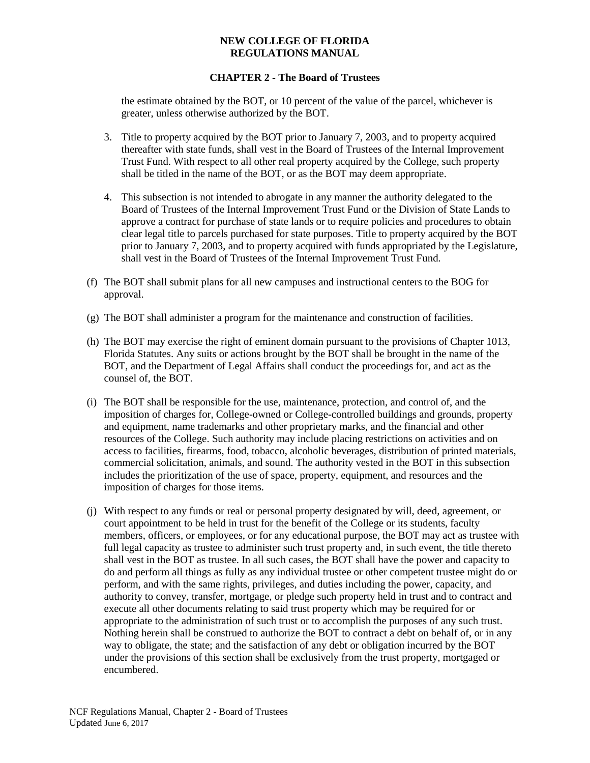the estimate obtained by the BOT, or 10 percent of the value of the parcel, whichever is greater, unless otherwise authorized by the BOT.

3. Title to property acquired by the BOT prior to January 7, 2003, and to property acquired thereafter with state funds, shall vest in the Board of Trustees of the Internal Improvement Trust Fund. With respect to all other real property acquired by the College, such property shall be titled in the name of the BOT, or as the BOT may deem appropriate.

4. This subsection is not intended to abrogate in any manner the authority delegated to the Board of Trustees of the Internal Improvement Trust Fund or the Division of State Lands to approve a contract for purchase of state lands or to require policies and procedures to obtain clear legal title to parcels purchased for state purposes. Title to property acquired by the BOT prior to January 7, 2003, and to property acquired with funds appropriated by the Legislature, shall vest in the Board of Trustees of the Internal Improvement Trust Fund.

(f) The BOT shall submit plans for all new campuses and instructional centers to the BOG for approval.

(g) The BOT shall administer a program for the maintenance and construction of facilities.

(h) The BOT may exercise the right of eminent domain pursuant to the provisions of Chapter 1013, Florida Statutes. Any suits or actions brought by the BOT shall be brought in the name of the BOT, and the Department of Legal Affairs shall conduct the proceedings for, and act as the counsel of, the BOT.

(i) The BOT shall be responsible for the use, maintenance, protection, and control of, and the imposition of charges for, College-owned or College-controlled buildings and grounds, property and equipment, name trademarks and other proprietary marks, and the financial and other resources of the College. Such authority may include placing restrictions on activities and on access to facilities, firearms, food, tobacco, alcoholic beverages, distribution of printed materials, commercial solicitation, animals, and sound. The authority vested in the BOT in this subsection includes the prioritization of the use of space, property, equipment, and resources and the imposition of charges for those items.

(j) With respect to any funds or real or personal property designated by will, deed, agreement, or court appointment to be held in trust for the benefit of the College or its students, faculty members, officers, or employees, or for any educational purpose, the BOT may act as trustee with full legal capacity as trustee to administer such trust property and, in such event, the title thereto shall vest in the BOT as trustee. In all such cases, the BOT shall have the power and capacity to do and perform all things as fully as any individual trustee or other competent trustee might do or perform, and with the same rights, privileges, and duties including the power, capacity, and authority to convey, transfer, mortgage, or pledge such property held in trust and to contract and execute all other documents relating to said trust property which may be required for or appropriate to the administration of such trust or to accomplish the purposes of any such trust. Nothing herein shall be construed to authorize the BOT to contract a debt on behalf of, or in any way to obligate, the state; and the satisfaction of any debt or obligation incurred by the BOT under the provisions of this section shall be exclusively from the trust property, mortgaged or encumbered.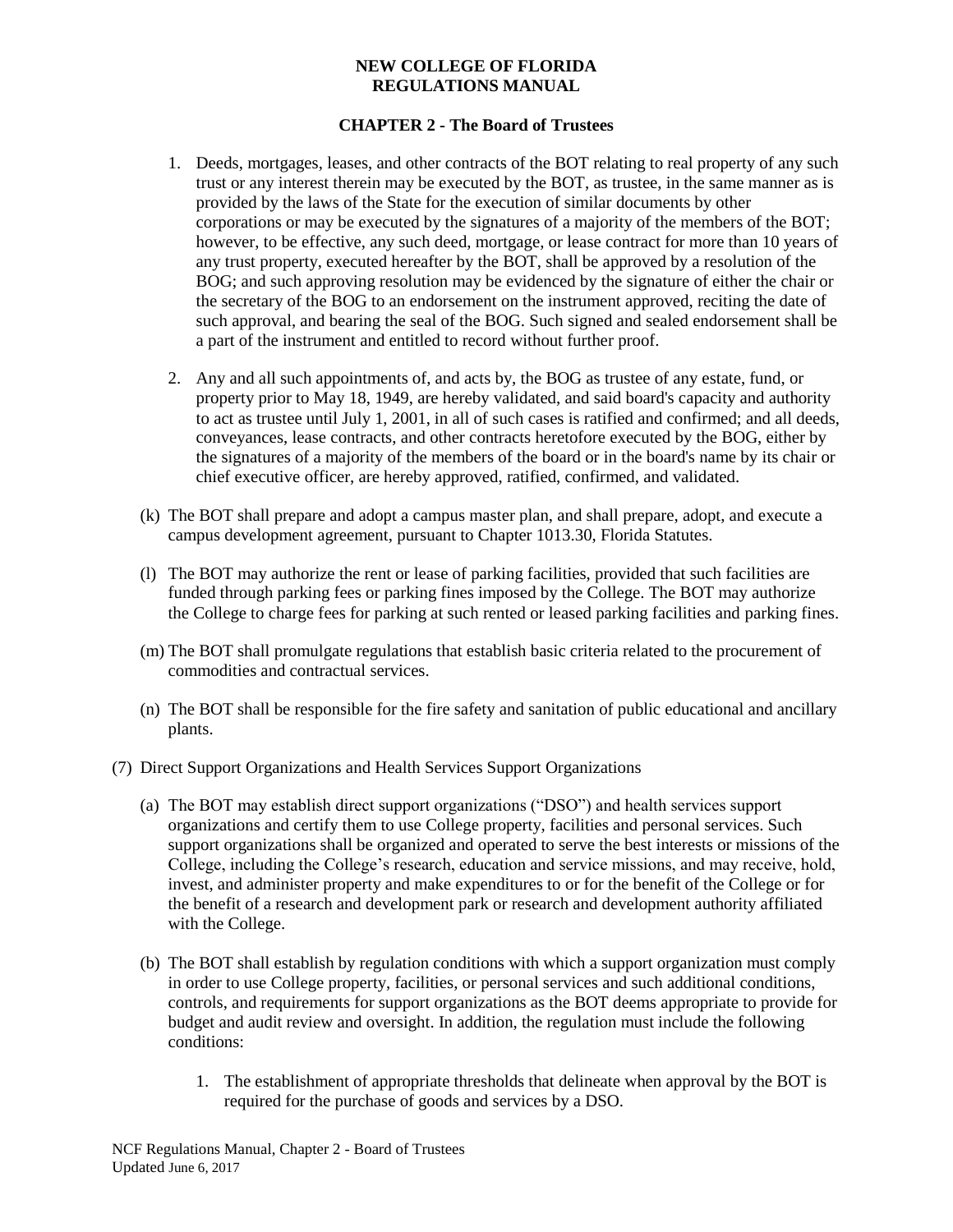1. Deeds, mortgages, leases, and other contracts of the BOT relating to real property of any such trust or any interest therein may be executed by the BOT, as trustee, in the same manner as is provided by the laws of the State for the execution of similar documents by other corporations or may be executed by the signatures of a majority of the members of the BOT; however, to be effective, any such deed, mortgage, or lease contract for more than 10 years of any trust property, executed hereafter by the BOT, shall be approved by a resolution of the BOG; and such approving resolution may be evidenced by the signature of either the chair or the secretary of the BOG to an endorsement on the instrument approved, reciting the date of such approval, and bearing the seal of the BOG. Such signed and sealed endorsement shall be a part of the instrument and entitled to record without further proof.

2. Any and all such appointments of, and acts by, the BOG as trustee of any estate, fund, or property prior to May 18, 1949, are hereby validated, and said board's capacity and authority to act as trustee until July 1, 2001, in all of such cases is ratified and confirmed; and all deeds, conveyances, lease contracts, and other contracts heretofore executed by the BOG, either by the signatures of a majority of the members of the board or in the board's name by its chair or chief executive officer, are hereby approved, ratified, confirmed, and validated.

(k) The BOT shall prepare and adopt a campus master plan, and shall prepare, adopt, and execute a campus development agreement, pursuant to Chapter 1013.30, Florida Statutes.

(l) The BOT may authorize the rent or lease of parking facilities, provided that such facilities are funded through parking fees or parking fines imposed by the College. The BOT may authorize the College to charge fees for parking at such rented or leased parking facilities and parking fines.

(m) The BOT shall promulgate regulations that establish basic criteria related to the procurement of commodities and contractual services.

(n) The BOT shall be responsible for the fire safety and sanitation of public educational and ancillary plants.

(7) Direct Support Organizations and Health Services Support Organizations

(a) The BOT may establish direct support organizations ("DSO") and health services support organizations and certify them to use College property, facilities and personal services. Such support organizations shall be organized and operated to serve the best interests or missions of the College, including the College's research, education and service missions, and may receive, hold, invest, and administer property and make expenditures to or for the benefit of the College or for the benefit of a research and development park or research and development authority affiliated with the College.

(b) The BOT shall establish by regulation conditions with which a support organization must comply in order to use College property, facilities, or personal services and such additional conditions, controls, and requirements for support organizations as the BOT deems appropriate to provide for budget and audit review and oversight. In addition, the regulation must include the following conditions:

1. The establishment of appropriate thresholds that delineate when approval by the BOT is required for the purchase of goods and services by a DSO.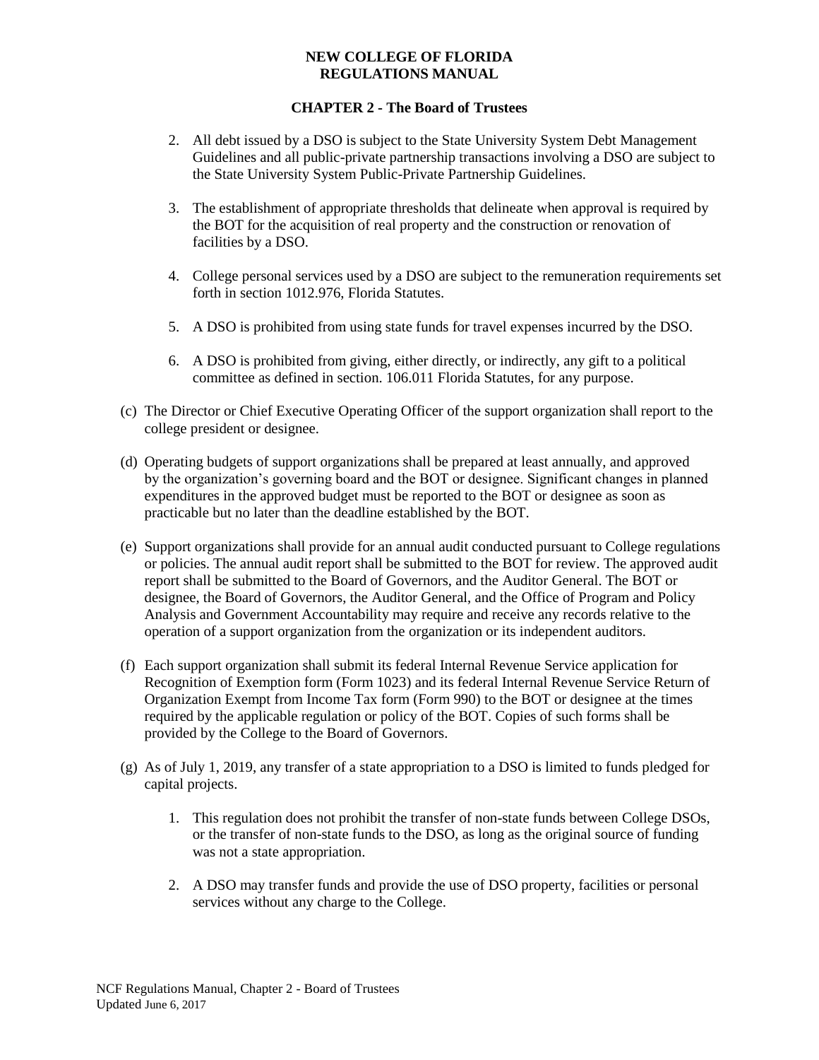2. All debt issued by a DSO is subject to the State University System Debt Management Guidelines and all public-private partnership transactions involving a DSO are subject to the State University System Public-Private Partnership Guidelines.

3. The establishment of appropriate thresholds that delineate when approval is required by the BOT for the acquisition of real property and the construction or renovation of facilities by a DSO.

4. College personal services used by a DSO are subject to the remuneration requirements set forth in section 1012.976, Florida Statutes.

5. A DSO is prohibited from using state funds for travel expenses incurred by the DSO.

6. A DSO is prohibited from giving, either directly, or indirectly, any gift to a political committee as defined in section. 106.011 Florida Statutes, for any purpose.

(c) The Director or Chief Executive Operating Officer of the support organization shall report to the college president or designee.

(d) Operating budgets of support organizations shall be prepared at least annually, and approved by the organization's governing board and the BOT or designee. Significant changes in planned expenditures in the approved budget must be reported to the BOT or designee as soon as practicable but no later than the deadline established by the BOT.

(e) Support organizations shall provide for an annual audit conducted pursuant to College regulations or policies. The annual audit report shall be submitted to the BOT for review. The approved audit report shall be submitted to the Board of Governors, and the Auditor General. The BOT or designee, the Board of Governors, the Auditor General, and the Office of Program and Policy Analysis and Government Accountability may require and receive any records relative to the operation of a support organization from the organization or its independent auditors.

(f) Each support organization shall submit its federal Internal Revenue Service application for Recognition of Exemption form (Form 1023) and its federal Internal Revenue Service Return of Organization Exempt from Income Tax form (Form 990) to the BOT or designee at the times required by the applicable regulation or policy of the BOT. Copies of such forms shall be provided by the College to the Board of Governors.

(g) As of July 1, 2019, any transfer of a state appropriation to a DSO is limited to funds pledged for capital projects.

1. This regulation does not prohibit the transfer of non-state funds between College DSOs, or the transfer of non-state funds to the DSO, as long as the original source of funding was not a state appropriation.

2. A DSO may transfer funds and provide the use of DSO property, facilities or personal services without any charge to the College.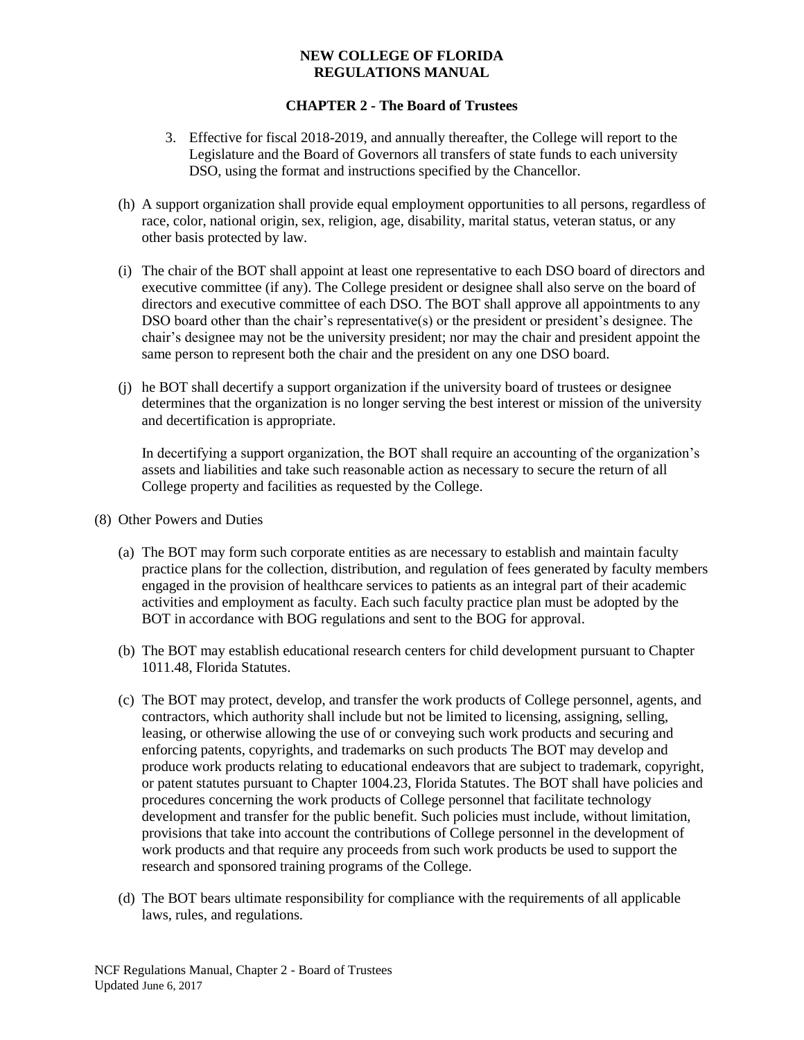3. Effective for fiscal 2018-2019, and annually thereafter, the College will report to the Legislature and the Board of Governors all transfers of state funds to each university DSO, using the format and instructions specified by the Chancellor.

(h) A support organization shall provide equal employment opportunities to all persons, regardless of race, color, national origin, sex, religion, age, disability, marital status, veteran status, or any other basis protected by law.

(i) The chair of the BOT shall appoint at least one representative to each DSO board of directors and executive committee (if any). The College president or designee shall also serve on the board of directors and executive committee of each DSO. The BOT shall approve all appointments to any DSO board other than the chair's representative(s) or the president or president's designee. The chair's designee may not be the university president; nor may the chair and president appoint the same person to represent both the chair and the president on any one DSO board.

(j) he BOT shall decertify a support organization if the university board of trustees or designee determines that the organization is no longer serving the best interest or mission of the university and decertification is appropriate.

In decertifying a support organization, the BOT shall require an accounting of the organization's assets and liabilities and take such reasonable action as necessary to secure the return of all College property and facilities as requested by the College.

(8) Other Powers and Duties

(a) The BOT may form such corporate entities as are necessary to establish and maintain faculty practice plans for the collection, distribution, and regulation of fees generated by faculty members engaged in the provision of healthcare services to patients as an integral part of their academic activities and employment as faculty. Each such faculty practice plan must be adopted by the BOT in accordance with BOG regulations and sent to the BOG for approval.

(b) The BOT may establish educational research centers for child development pursuant to Chapter 1011.48, Florida Statutes.

(c) The BOT may protect, develop, and transfer the work products of College personnel, agents, and contractors, which authority shall include but not be limited to licensing, assigning, selling, leasing, or otherwise allowing the use of or conveying such work products and securing and enforcing patents, copyrights, and trademarks on such products The BOT may develop and produce work products relating to educational endeavors that are subject to trademark, copyright, or patent statutes pursuant to Chapter 1004.23, Florida Statutes. The BOT shall have policies and procedures concerning the work products of College personnel that facilitate technology development and transfer for the public benefit. Such policies must include, without limitation, provisions that take into account the contributions of College personnel in the development of work products and that require any proceeds from such work products be used to support the research and sponsored training programs of the College.

(d) The BOT bears ultimate responsibility for compliance with the requirements of all applicable laws, rules, and regulations.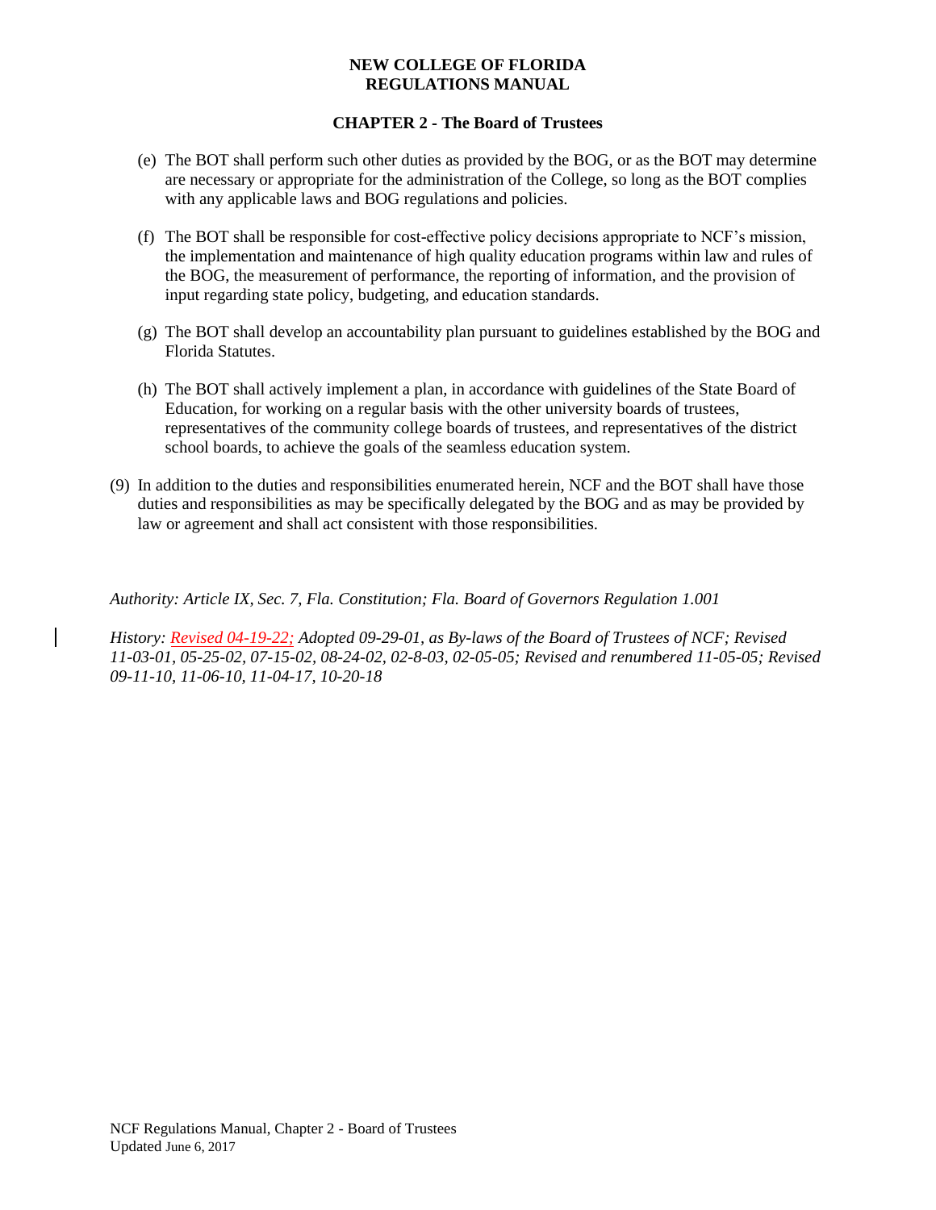(e) The BOT shall perform such other duties as provided by the BOG, or as the BOT may determine are necessary or appropriate for the administration of the College, so long as the BOT complies with any applicable laws and BOG regulations and policies.

(f) The BOT shall be responsible for cost-effective policy decisions appropriate to NCF's mission, the implementation and maintenance of high quality education programs within law and rules of the BOG, the measurement of performance, the reporting of information, and the provision of input regarding state policy, budgeting, and education standards.

(g) The BOT shall develop an accountability plan pursuant to guidelines established by the BOG and Florida Statutes.

(h) The BOT shall actively implement a plan, in accordance with guidelines of the State Board of Education, for working on a regular basis with the other university boards of trustees, representatives of the community college boards of trustees, and representatives of the district school boards, to achieve the goals of the seamless education system.

(9) In addition to the duties and responsibilities enumerated herein, NCF and the BOT shall have those duties and responsibilities as may be specifically delegated by the BOG and as may be provided by law or agreement and shall act consistent with those responsibilities.

*Authority: Article IX, Sec. 7, Fla. Constitution; Fla. Board of Governors Regulation 1.001*

*History: Revised 04-19-22; Adopted 09-29-01, as By-laws of the Board of Trustees of NCF; Revised 11-03-01, 05-25-02, 07-15-02, 08-24-02, 02-8-03, 02-05-05; Revised and renumbered 11-05-05; Revised 09-11-10, 11-06-10, 11-04-17, 10-20-18*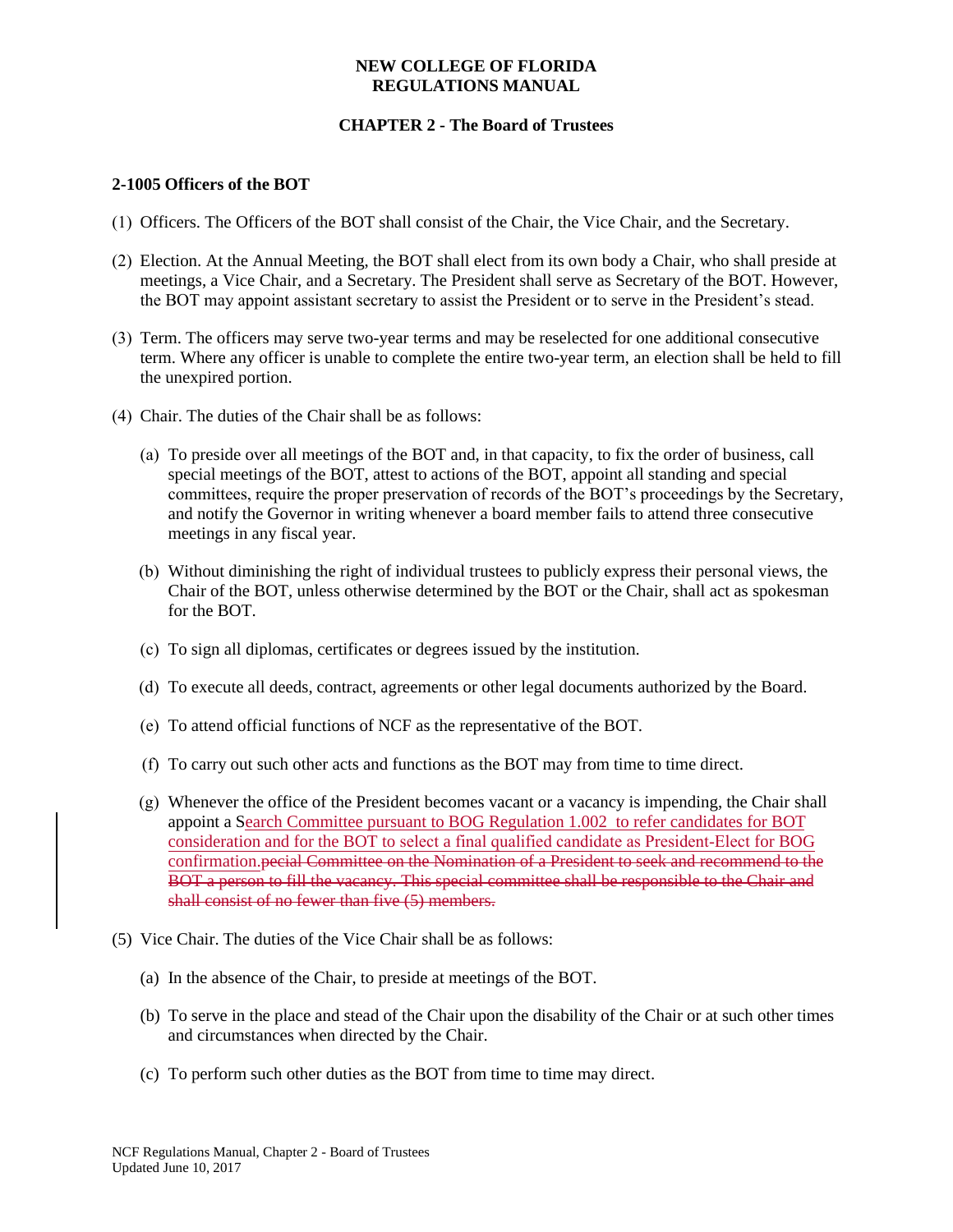**NEW COLLEGE OF FLORIDA**
**REGULATIONS MANUAL**

**CHAPTER 2 - The Board of Trustees**

### 2-1005 Officers of the BOT

(1) Officers. The Officers of the BOT shall consist of the Chair, the Vice Chair, and the Secretary.

(2) Election. At the Annual Meeting, the BOT shall elect from its own body a Chair, who shall preside at meetings, a Vice Chair, and a Secretary. The President shall serve as Secretary of the BOT. However, the BOT may appoint assistant secretary to assist the President or to serve in the President's stead.

(3) Term. The officers may serve two-year terms and may be reselected for one additional consecutive term. Where any officer is unable to complete the entire two-year term, an election shall be held to fill the unexpired portion.

(4) Chair. The duties of the Chair shall be as follows:

   (a) To preside over all meetings of the BOT and, in that capacity, to fix the order of business, call special meetings of the BOT, attest to actions of the BOT, appoint all standing and special committees, require the proper preservation of records of the BOT's proceedings by the Secretary, and notify the Governor in writing whenever a board member fails to attend three consecutive meetings in any fiscal year.

   (b) Without diminishing the right of individual trustees to publicly express their personal views, the Chair of the BOT, unless otherwise determined by the BOT or the Chair, shall act as spokesman for the BOT.

   (c) To sign all diplomas, certificates or degrees issued by the institution.

   (d) To execute all deeds, contract, agreements or other legal documents authorized by the Board.

   (e) To attend official functions of NCF as the representative of the BOT.

   (f) To carry out such other acts and functions as the BOT may from time to time direct.

   (g) Whenever the office of the President becomes vacant or a vacancy is impending, the Chair shall appoint a Search Committee pursuant to BOG Regulation 1.002 to refer candidates for BOT consideration and for the BOT to select a final qualified candidate as President-Elect for BOG confirmation.~~pecial Committee on the Nomination of a President to seek and recommend to the BOT a person to fill the vacancy. This special committee shall be responsible to the Chair and shall consist of no fewer than five (5) members.~~

(5) Vice Chair. The duties of the Vice Chair shall be as follows:

   (a) In the absence of the Chair, to preside at meetings of the BOT.

   (b) To serve in the place and stead of the Chair upon the disability of the Chair or at such other times and circumstances when directed by the Chair.

   (c) To perform such other duties as the BOT from time to time may direct.

NCF Regulations Manual, Chapter 2 - Board of Trustees
Updated June 10, 2017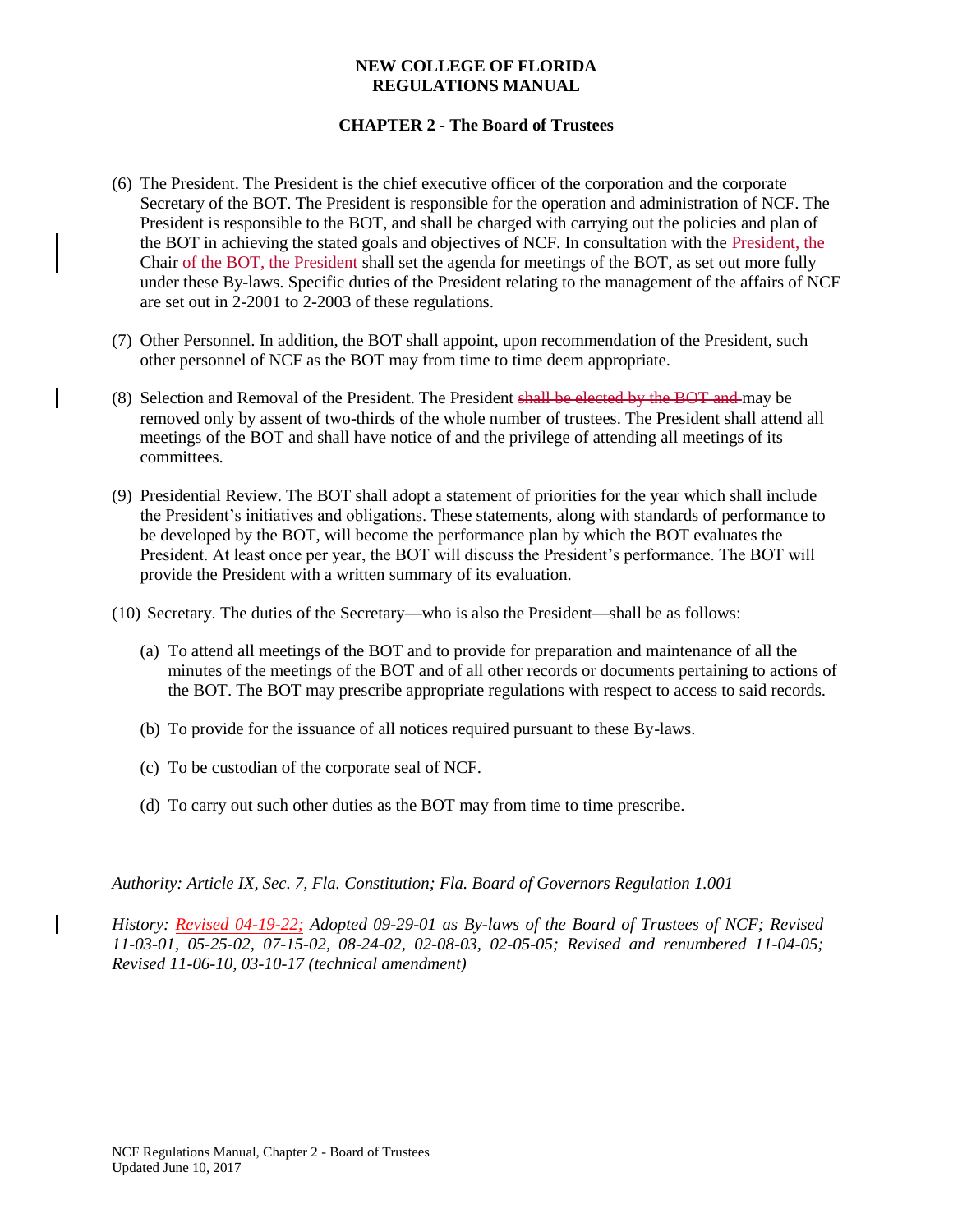(6) The President. The President is the chief executive officer of the corporation and the corporate Secretary of the BOT. The President is responsible for the operation and administration of NCF. The President is responsible to the BOT, and shall be charged with carrying out the policies and plan of the BOT in achieving the stated goals and objectives of NCF. In consultation with the <u>President, the</u> Chair ~~of the BOT, the President~~ shall set the agenda for meetings of the BOT, as set out more fully under these By-laws. Specific duties of the President relating to the management of the affairs of NCF are set out in 2-2001 to 2-2003 of these regulations.

(7) Other Personnel. In addition, the BOT shall appoint, upon recommendation of the President, such other personnel of NCF as the BOT may from time to time deem appropriate.

(8) Selection and Removal of the President. The President ~~shall be elected by the BOT and~~ may be removed only by assent of two-thirds of the whole number of trustees. The President shall attend all meetings of the BOT and shall have notice of and the privilege of attending all meetings of its committees.

(9) Presidential Review. The BOT shall adopt a statement of priorities for the year which shall include the President's initiatives and obligations. These statements, along with standards of performance to be developed by the BOT, will become the performance plan by which the BOT evaluates the President. At least once per year, the BOT will discuss the President's performance. The BOT will provide the President with a written summary of its evaluation.

(10) Secretary. The duties of the Secretary—who is also the President—shall be as follows:

(a) To attend all meetings of the BOT and to provide for preparation and maintenance of all the minutes of the meetings of the BOT and of all other records or documents pertaining to actions of the BOT. The BOT may prescribe appropriate regulations with respect to access to said records.

(b) To provide for the issuance of all notices required pursuant to these By-laws.

(c) To be custodian of the corporate seal of NCF.

(d) To carry out such other duties as the BOT may from time to time prescribe.

*Authority: Article IX, Sec. 7, Fla. Constitution; Fla. Board of Governors Regulation 1.001*

*History: <u>Revised 04-19-22;</u> Adopted 09-29-01 as By-laws of the Board of Trustees of NCF; Revised 11-03-01, 05-25-02, 07-15-02, 08-24-02, 02-08-03, 02-05-05; Revised and renumbered 11-04-05; Revised 11-06-10, 03-10-17 (technical amendment)*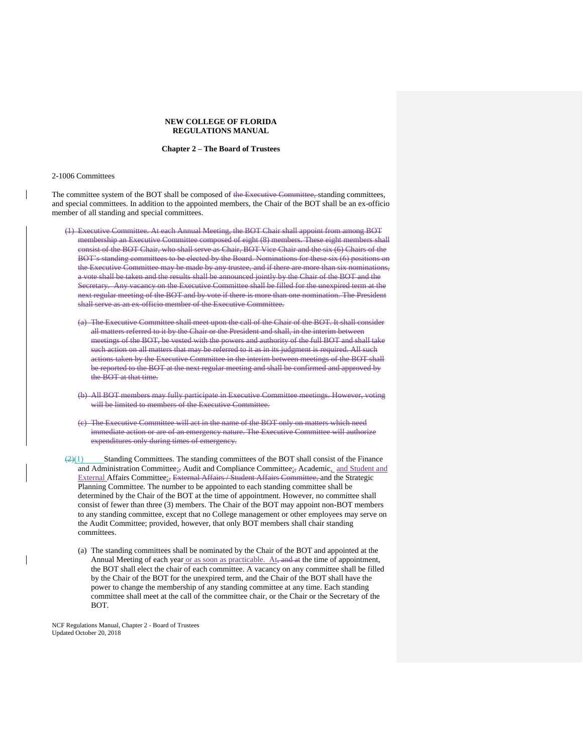**NEW COLLEGE OF FLORIDA**
**REGULATIONS MANUAL**

**Chapter 2 – The Board of Trustees**

2-1006 Committees

The committee system of the BOT shall be composed of ~~the Executive Committee,~~ standing committees, and special committees. In addition to the appointed members, the Chair of the BOT shall be an ex-officio member of all standing and special committees.

~~(1) Executive Committee. At each Annual Meeting, the BOT Chair shall appoint from among BOT membership an Executive Committee composed of eight (8) members. These eight members shall consist of the BOT Chair, who shall serve as Chair, BOT Vice Chair and the six (6) Chairs of the BOT's standing committees to be elected by the Board. Nominations for these six (6) positions on the Executive Committee may be made by any trustee, and if there are more than six nominations, a vote shall be taken and the results shall be announced jointly by the Chair of the BOT and the Secretary. Any vacancy on the Executive Committee shall be filled for the unexpired term at the next regular meeting of the BOT and by vote if there is more than one nomination. The President shall serve as an ex-officio member of the Executive Committee.~~

~~(a) The Executive Committee shall meet upon the call of the Chair of the BOT. It shall consider all matters referred to it by the Chair or the President and shall, in the interim between meetings of the BOT, be vested with the powers and authority of the full BOT and shall take such action on all matters that may be referred to it as in its judgment is required. All such actions taken by the Executive Committee in the interim between meetings of the BOT shall be reported to the BOT at the next regular meeting and shall be confirmed and approved by the BOT at that time.~~

~~(b) All BOT members may fully participate in Executive Committee meetings. However, voting will be limited to members of the Executive Committee.~~

~~(c) The Executive Committee will act in the name of the BOT only on matters which need immediate action or are of an emergency nature. The Executive Committee will authorize expenditures only during times of emergency.~~

~~(2)~~(1) Standing Committees. The standing committees of the BOT shall consist of the Finance and Administration Committee;~~,~~ Audit and Compliance Committee;~~,~~ Academic, and Student and External Affairs Committee;~~,~~ ~~External Affairs / Student Affairs Committee,~~ and the Strategic Planning Committee. The number to be appointed to each standing committee shall be determined by the Chair of the BOT at the time of appointment. However, no committee shall consist of fewer than three (3) members. The Chair of the BOT may appoint non-BOT members to any standing committee, except that no College management or other employees may serve on the Audit Committee; provided, however, that only BOT members shall chair standing committees.

(a) The standing committees shall be nominated by the Chair of the BOT and appointed at the Annual Meeting of each year or as soon as practicable. At~~, and at~~ the time of appointment, the BOT shall elect the chair of each committee. A vacancy on any committee shall be filled by the Chair of the BOT for the unexpired term, and the Chair of the BOT shall have the power to change the membership of any standing committee at any time. Each standing committee shall meet at the call of the committee chair, or the Chair or the Secretary of the BOT.

NCF Regulations Manual, Chapter 2 - Board of Trustees
Updated October 20, 2018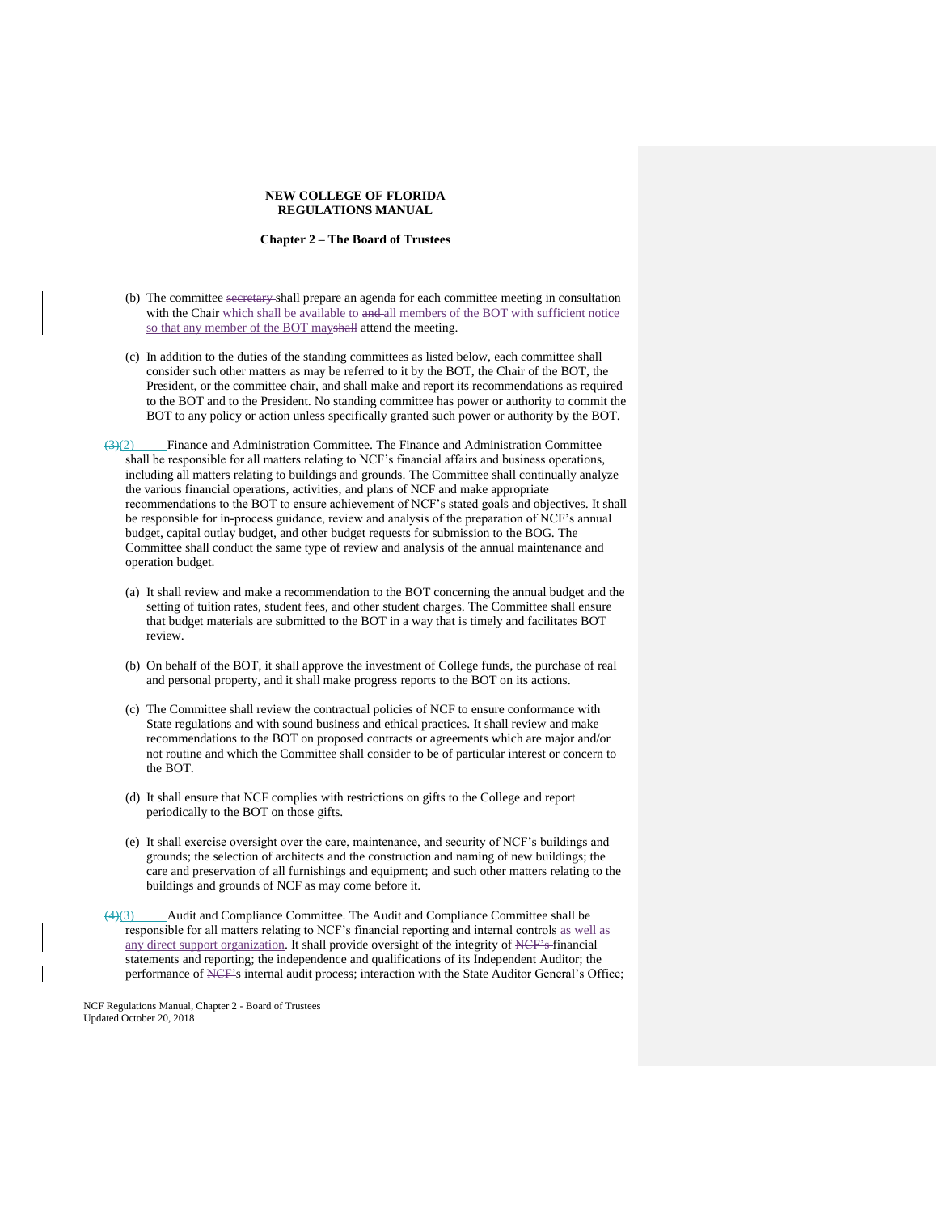(b) The committee ~~secretary~~ shall prepare an agenda for each committee meeting in consultation with the Chair which shall be available to ~~and~~ all members of the BOT with sufficient notice so that any member of the BOT may~~shall~~ attend the meeting.

(c) In addition to the duties of the standing committees as listed below, each committee shall consider such other matters as may be referred to it by the BOT, the Chair of the BOT, the President, or the committee chair, and shall make and report its recommendations as required to the BOT and to the President. No standing committee has power or authority to commit the BOT to any policy or action unless specifically granted such power or authority by the BOT.

~~(3)~~(2) Finance and Administration Committee. The Finance and Administration Committee shall be responsible for all matters relating to NCF's financial affairs and business operations, including all matters relating to buildings and grounds. The Committee shall continually analyze the various financial operations, activities, and plans of NCF and make appropriate recommendations to the BOT to ensure achievement of NCF's stated goals and objectives. It shall be responsible for in-process guidance, review and analysis of the preparation of NCF's annual budget, capital outlay budget, and other budget requests for submission to the BOG. The Committee shall conduct the same type of review and analysis of the annual maintenance and operation budget.

(a) It shall review and make a recommendation to the BOT concerning the annual budget and the setting of tuition rates, student fees, and other student charges. The Committee shall ensure that budget materials are submitted to the BOT in a way that is timely and facilitates BOT review.

(b) On behalf of the BOT, it shall approve the investment of College funds, the purchase of real and personal property, and it shall make progress reports to the BOT on its actions.

(c) The Committee shall review the contractual policies of NCF to ensure conformance with State regulations and with sound business and ethical practices. It shall review and make recommendations to the BOT on proposed contracts or agreements which are major and/or not routine and which the Committee shall consider to be of particular interest or concern to the BOT.

(d) It shall ensure that NCF complies with restrictions on gifts to the College and report periodically to the BOT on those gifts.

(e) It shall exercise oversight over the care, maintenance, and security of NCF's buildings and grounds; the selection of architects and the construction and naming of new buildings; the care and preservation of all furnishings and equipment; and such other matters relating to the buildings and grounds of NCF as may come before it.

~~(4)~~(3) Audit and Compliance Committee. The Audit and Compliance Committee shall be responsible for all matters relating to NCF's financial reporting and internal controls as well as any direct support organization. It shall provide oversight of the integrity of ~~NCF's~~ financial statements and reporting; the independence and qualifications of its Independent Auditor; the performance of ~~NCF'~~s internal audit process; interaction with the State Auditor General's Office;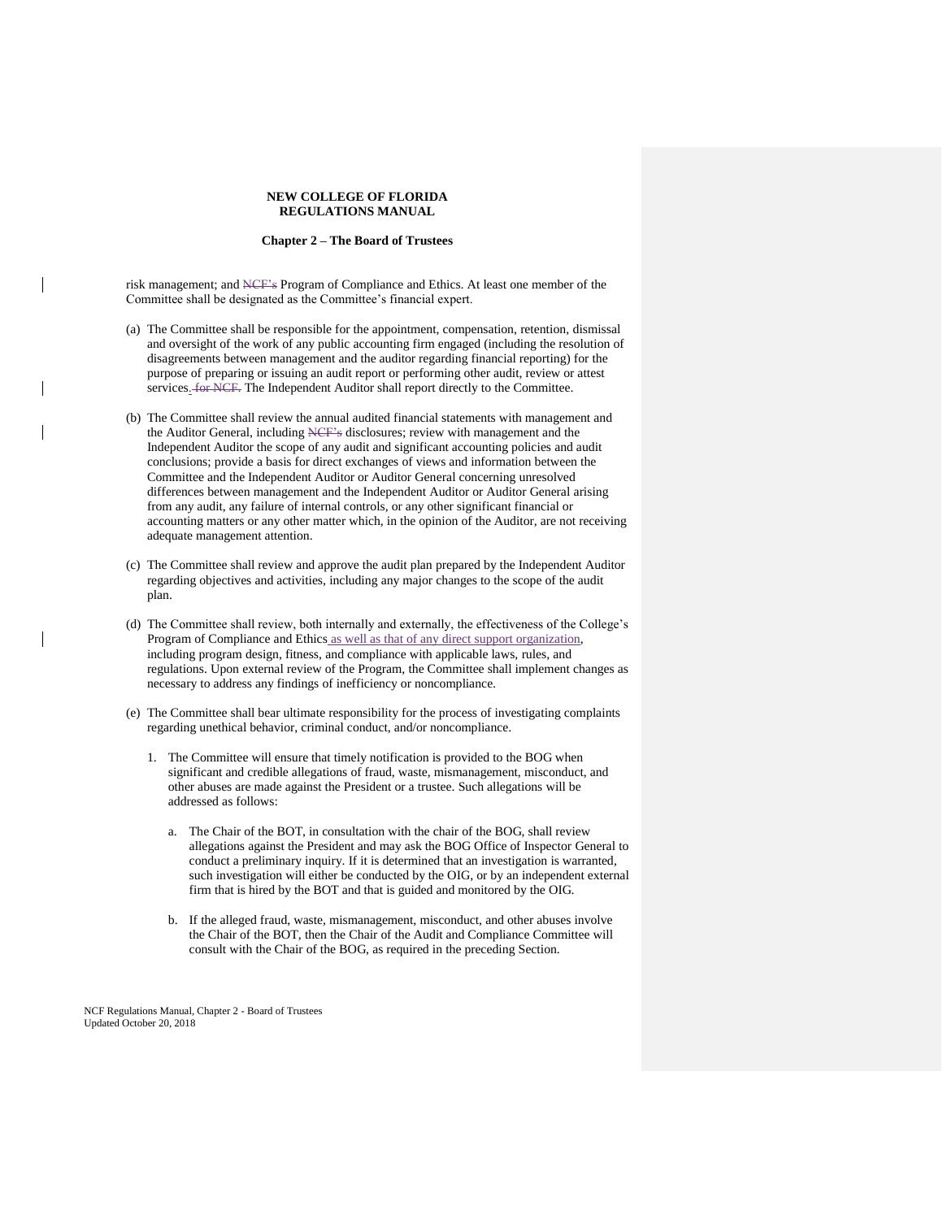risk management; and ~~NCF's~~ Program of Compliance and Ethics. At least one member of the Committee shall be designated as the Committee's financial expert.

(a) The Committee shall be responsible for the appointment, compensation, retention, dismissal and oversight of the work of any public accounting firm engaged (including the resolution of disagreements between management and the auditor regarding financial reporting) for the purpose of preparing or issuing an audit report or performing other audit, review or attest services. ~~for NCF.~~ The Independent Auditor shall report directly to the Committee.

(b) The Committee shall review the annual audited financial statements with management and the Auditor General, including ~~NCF's~~ disclosures; review with management and the Independent Auditor the scope of any audit and significant accounting policies and audit conclusions; provide a basis for direct exchanges of views and information between the Committee and the Independent Auditor or Auditor General concerning unresolved differences between management and the Independent Auditor or Auditor General arising from any audit, any failure of internal controls, or any other significant financial or accounting matters or any other matter which, in the opinion of the Auditor, are not receiving adequate management attention.

(c) The Committee shall review and approve the audit plan prepared by the Independent Auditor regarding objectives and activities, including any major changes to the scope of the audit plan.

(d) The Committee shall review, both internally and externally, the effectiveness of the College's Program of Compliance and Ethics as well as that of any direct support organization, including program design, fitness, and compliance with applicable laws, rules, and regulations. Upon external review of the Program, the Committee shall implement changes as necessary to address any findings of inefficiency or noncompliance.

(e) The Committee shall bear ultimate responsibility for the process of investigating complaints regarding unethical behavior, criminal conduct, and/or noncompliance.

   1. The Committee will ensure that timely notification is provided to the BOG when significant and credible allegations of fraud, waste, mismanagement, misconduct, and other abuses are made against the President or a trustee. Such allegations will be addressed as follows:

      a. The Chair of the BOT, in consultation with the chair of the BOG, shall review allegations against the President and may ask the BOG Office of Inspector General to conduct a preliminary inquiry. If it is determined that an investigation is warranted, such investigation will either be conducted by the OIG, or by an independent external firm that is hired by the BOT and that is guided and monitored by the OIG.

      b. If the alleged fraud, waste, mismanagement, misconduct, and other abuses involve the Chair of the BOT, then the Chair of the Audit and Compliance Committee will consult with the Chair of the BOG, as required in the preceding Section.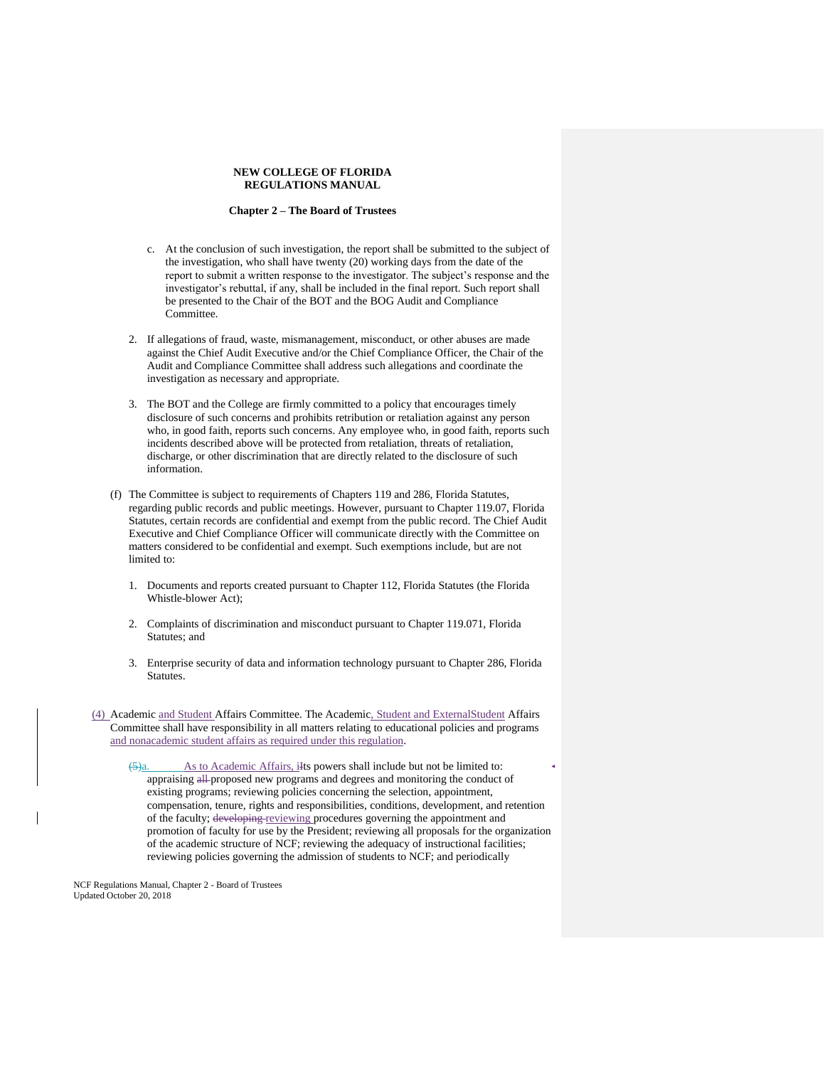c. At the conclusion of such investigation, the report shall be submitted to the subject of the investigation, who shall have twenty (20) working days from the date of the report to submit a written response to the investigator. The subject's response and the investigator's rebuttal, if any, shall be included in the final report. Such report shall be presented to the Chair of the BOT and the BOG Audit and Compliance Committee.

2. If allegations of fraud, waste, mismanagement, misconduct, or other abuses are made against the Chief Audit Executive and/or the Chief Compliance Officer, the Chair of the Audit and Compliance Committee shall address such allegations and coordinate the investigation as necessary and appropriate.

3. The BOT and the College are firmly committed to a policy that encourages timely disclosure of such concerns and prohibits retribution or retaliation against any person who, in good faith, reports such concerns. Any employee who, in good faith, reports such incidents described above will be protected from retaliation, threats of retaliation, discharge, or other discrimination that are directly related to the disclosure of such information.

(f) The Committee is subject to requirements of Chapters 119 and 286, Florida Statutes, regarding public records and public meetings. However, pursuant to Chapter 119.07, Florida Statutes, certain records are confidential and exempt from the public record. The Chief Audit Executive and Chief Compliance Officer will communicate directly with the Committee on matters considered to be confidential and exempt. Such exemptions include, but are not limited to:

1. Documents and reports created pursuant to Chapter 112, Florida Statutes (the Florida Whistle-blower Act);

2. Complaints of discrimination and misconduct pursuant to Chapter 119.071, Florida Statutes; and

3. Enterprise security of data and information technology pursuant to Chapter 286, Florida Statutes.

(4) Academic and Student Affairs Committee. The Academic, Student and ExternalStudent Affairs Committee shall have responsibility in all matters relating to educational policies and programs and nonacademic student affairs as required under this regulation.

~~(5)~~a. As to Academic Affairs, ~~i~~Its powers shall include but not be limited to: appraising ~~all~~ proposed new programs and degrees and monitoring the conduct of existing programs; reviewing policies concerning the selection, appointment, compensation, tenure, rights and responsibilities, conditions, development, and retention of the faculty; ~~developing~~ reviewing procedures governing the appointment and promotion of faculty for use by the President; reviewing all proposals for the organization of the academic structure of NCF; reviewing the adequacy of instructional facilities; reviewing policies governing the admission of students to NCF; and periodically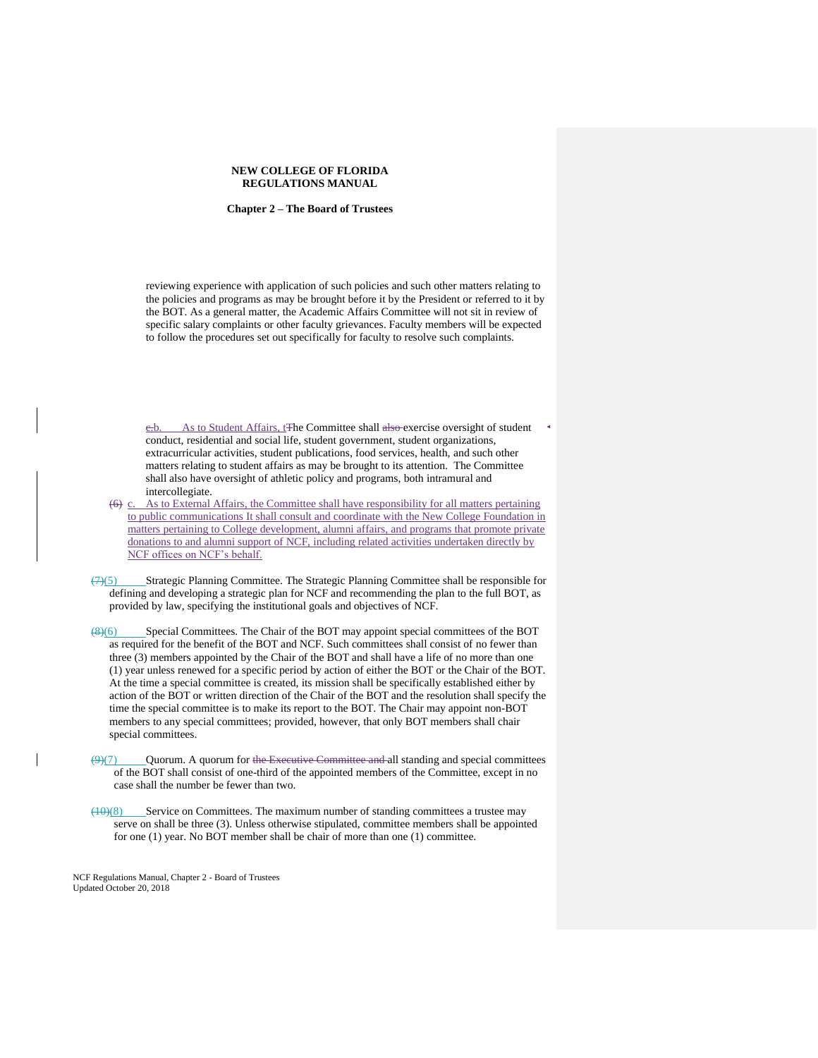reviewing experience with application of such policies and such other matters relating to the policies and programs as may be brought before it by the President or referred to it by the BOT. As a general matter, the Academic Affairs Committee will not sit in review of specific salary complaints or other faculty grievances. Faculty members will be expected to follow the procedures set out specifically for faculty to resolve such complaints.

~~c.~~b. As to Student Affairs, t~~T~~he Committee shall ~~also~~ exercise oversight of student conduct, residential and social life, student government, student organizations, extracurricular activities, student publications, food services, health, and such other matters relating to student affairs as may be brought to its attention. The Committee shall also have oversight of athletic policy and programs, both intramural and intercollegiate.

~~(6)~~ c. As to External Affairs, the Committee shall have responsibility for all matters pertaining to public communications It shall consult and coordinate with the New College Foundation in matters pertaining to College development, alumni affairs, and programs that promote private donations to and alumni support of NCF, including related activities undertaken directly by NCF offices on NCF's behalf.

~~(7)~~(5) Strategic Planning Committee. The Strategic Planning Committee shall be responsible for defining and developing a strategic plan for NCF and recommending the plan to the full BOT, as provided by law, specifying the institutional goals and objectives of NCF.

~~(8)~~(6) Special Committees. The Chair of the BOT may appoint special committees of the BOT as required for the benefit of the BOT and NCF. Such committees shall consist of no fewer than three (3) members appointed by the Chair of the BOT and shall have a life of no more than one (1) year unless renewed for a specific period by action of either the BOT or the Chair of the BOT. At the time a special committee is created, its mission shall be specifically established either by action of the BOT or written direction of the Chair of the BOT and the resolution shall specify the time the special committee is to make its report to the BOT. The Chair may appoint non-BOT members to any special committees; provided, however, that only BOT members shall chair special committees.

~~(9)~~(7) Quorum. A quorum for ~~the Executive Committee and~~ all standing and special committees of the BOT shall consist of one-third of the appointed members of the Committee, except in no case shall the number be fewer than two.

~~(10)~~(8) Service on Committees. The maximum number of standing committees a trustee may serve on shall be three (3). Unless otherwise stipulated, committee members shall be appointed for one (1) year. No BOT member shall be chair of more than one (1) committee.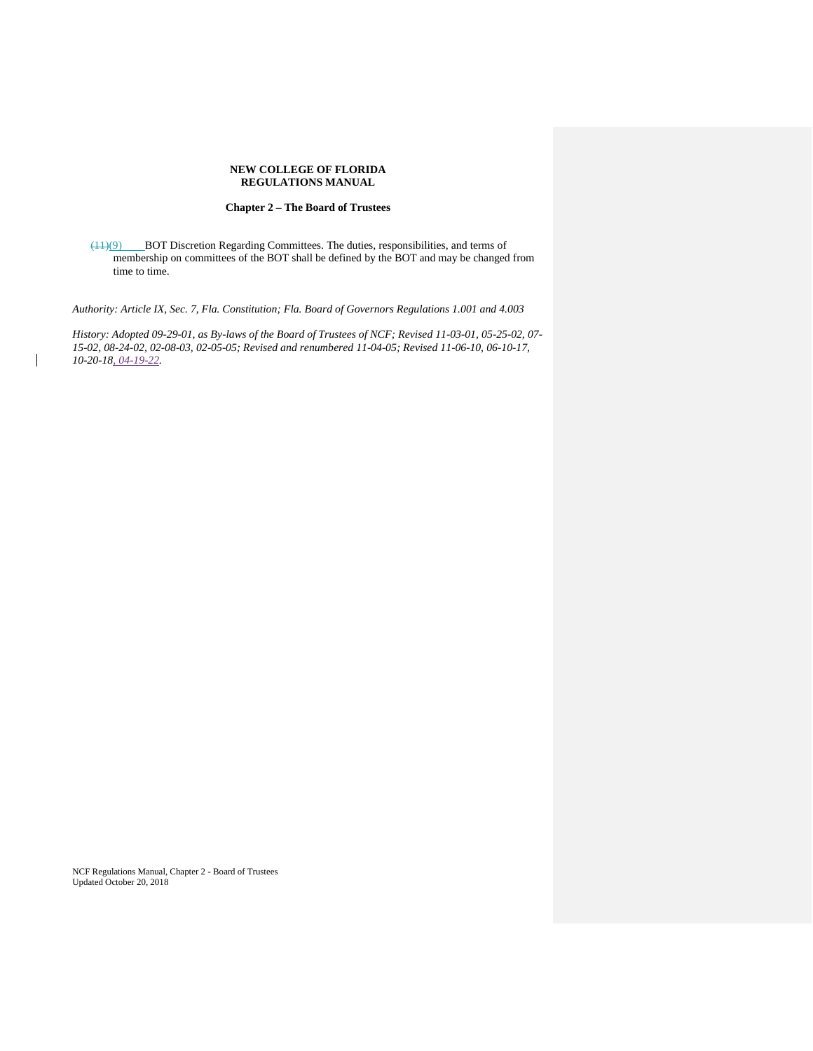**NEW COLLEGE OF FLORIDA**
**REGULATIONS MANUAL**

**Chapter 2 – The Board of Trustees**

(11)(9) BOT Discretion Regarding Committees. The duties, responsibilities, and terms of membership on committees of the BOT shall be defined by the BOT and may be changed from time to time.

*Authority: Article IX, Sec. 7, Fla. Constitution; Fla. Board of Governors Regulations 1.001 and 4.003*

*History: Adopted 09-29-01, as By-laws of the Board of Trustees of NCF; Revised 11-03-01, 05-25-02, 07-15-02, 08-24-02, 02-08-03, 02-05-05; Revised and renumbered 11-04-05; Revised 11-06-10, 06-10-17, 10-20-18, 04-19-22.*